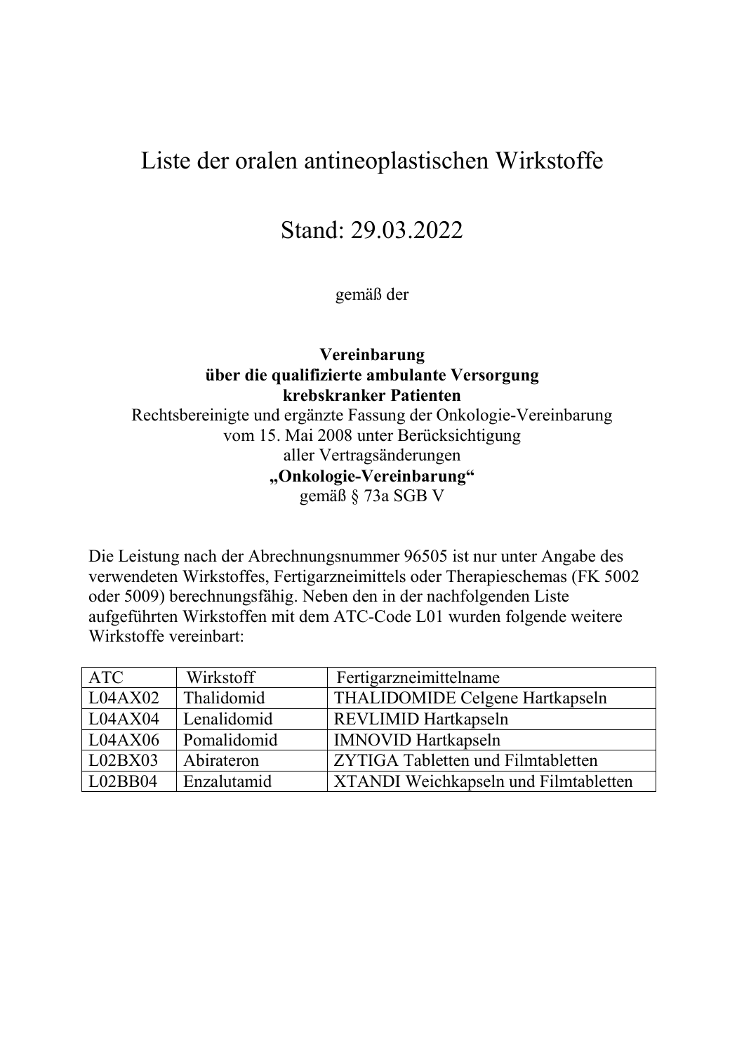# Liste der oralen antineoplastischen Wirkstoffe

## Stand: 29.03.2022

gemäß der

**Vereinbarung**
**über die qualifizierte ambulante Versorgung**
**krebskranker Patienten**
Rechtsbereinigte und ergänzte Fassung der Onkologie-Vereinbarung
vom 15. Mai 2008 unter Berücksichtigung
aller Vertragsänderungen
**„Onkologie-Vereinbarung"**
gemäß § 73a SGB V

Die Leistung nach der Abrechnungsnummer 96505 ist nur unter Angabe des verwendeten Wirkstoffes, Fertigarzneimittels oder Therapieschemas (FK 5002 oder 5009) berechnungsfähig. Neben den in der nachfolgenden Liste aufgeführten Wirkstoffen mit dem ATC-Code L01 wurden folgende weitere Wirkstoffe vereinbart:

| ATC | Wirkstoff | Fertigarzneimittelname |
|---|---|---|
| L04AX02 | Thalidomid | THALIDOMIDE Celgene Hartkapseln |
| L04AX04 | Lenalidomid | REVLIMID Hartkapseln |
| L04AX06 | Pomalidomid | IMNOVID Hartkapseln |
| L02BX03 | Abirateron | ZYTIGA Tabletten und Filmtabletten |
| L02BB04 | Enzalutamid | XTANDI Weichkapseln und Filmtabletten |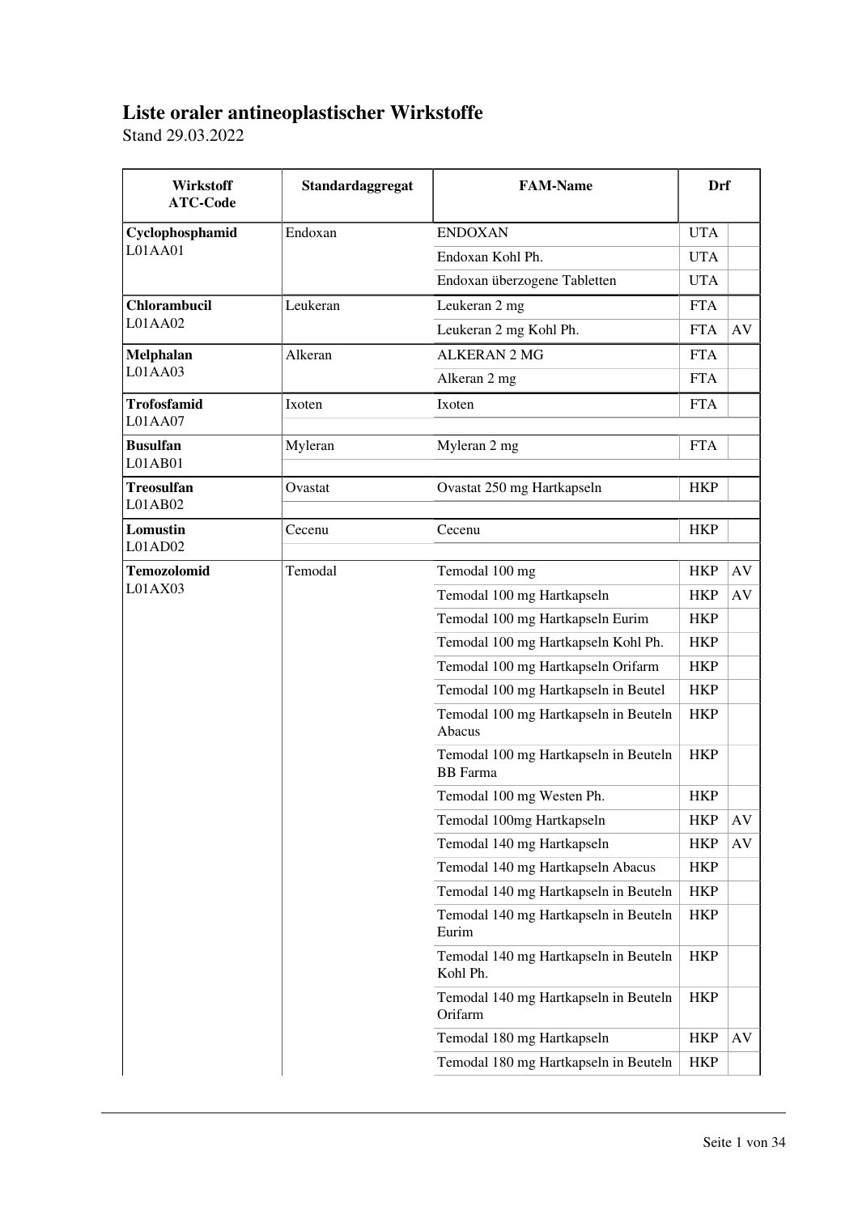# Liste oraler antineoplastischer Wirkstoffe

Stand 29.03.2022

| Wirkstoff ATC-Code | Standardaggregat | FAM-Name | Drf | |
|---|---|---|---|---|
| **Cyclophosphamid** L01AA01 | Endoxan | ENDOXAN | UTA | |
| | | Endoxan Kohl Ph. | UTA | |
| | | Endoxan überzogene Tabletten | UTA | |
| **Chlorambucil** L01AA02 | Leukeran | Leukeran 2 mg | FTA | |
| | | Leukeran 2 mg Kohl Ph. | FTA | AV |
| **Melphalan** L01AA03 | Alkeran | ALKERAN 2 MG | FTA | |
| | | Alkeran 2 mg | FTA | |
| **Trofosfamid** L01AA07 | Ixoten | Ixoten | FTA | |
| **Busulfan** L01AB01 | Myleran | Myleran 2 mg | FTA | |
| **Treosulfan** L01AB02 | Ovastat | Ovastat 250 mg Hartkapseln | HKP | |
| **Lomustin** L01AD02 | Cecenu | Cecenu | HKP | |
| **Temozolomid** L01AX03 | Temodal | Temodal 100 mg | HKP | AV |
| | | Temodal 100 mg Hartkapseln | HKP | AV |
| | | Temodal 100 mg Hartkapseln Eurim | HKP | |
| | | Temodal 100 mg Hartkapseln Kohl Ph. | HKP | |
| | | Temodal 100 mg Hartkapseln Orifarm | HKP | |
| | | Temodal 100 mg Hartkapseln in Beutel | HKP | |
| | | Temodal 100 mg Hartkapseln in Beuteln Abacus | HKP | |
| | | Temodal 100 mg Hartkapseln in Beuteln BB Farma | HKP | |
| | | Temodal 100 mg Westen Ph. | HKP | |
| | | Temodal 100mg Hartkapseln | HKP | AV |
| | | Temodal 140 mg Hartkapseln | HKP | AV |
| | | Temodal 140 mg Hartkapseln Abacus | HKP | |
| | | Temodal 140 mg Hartkapseln in Beuteln | HKP | |
| | | Temodal 140 mg Hartkapseln in Beuteln Eurim | HKP | |
| | | Temodal 140 mg Hartkapseln in Beuteln Kohl Ph. | HKP | |
| | | Temodal 140 mg Hartkapseln in Beuteln Orifarm | HKP | |
| | | Temodal 180 mg Hartkapseln | HKP | AV |
| | | Temodal 180 mg Hartkapseln in Beuteln | HKP | |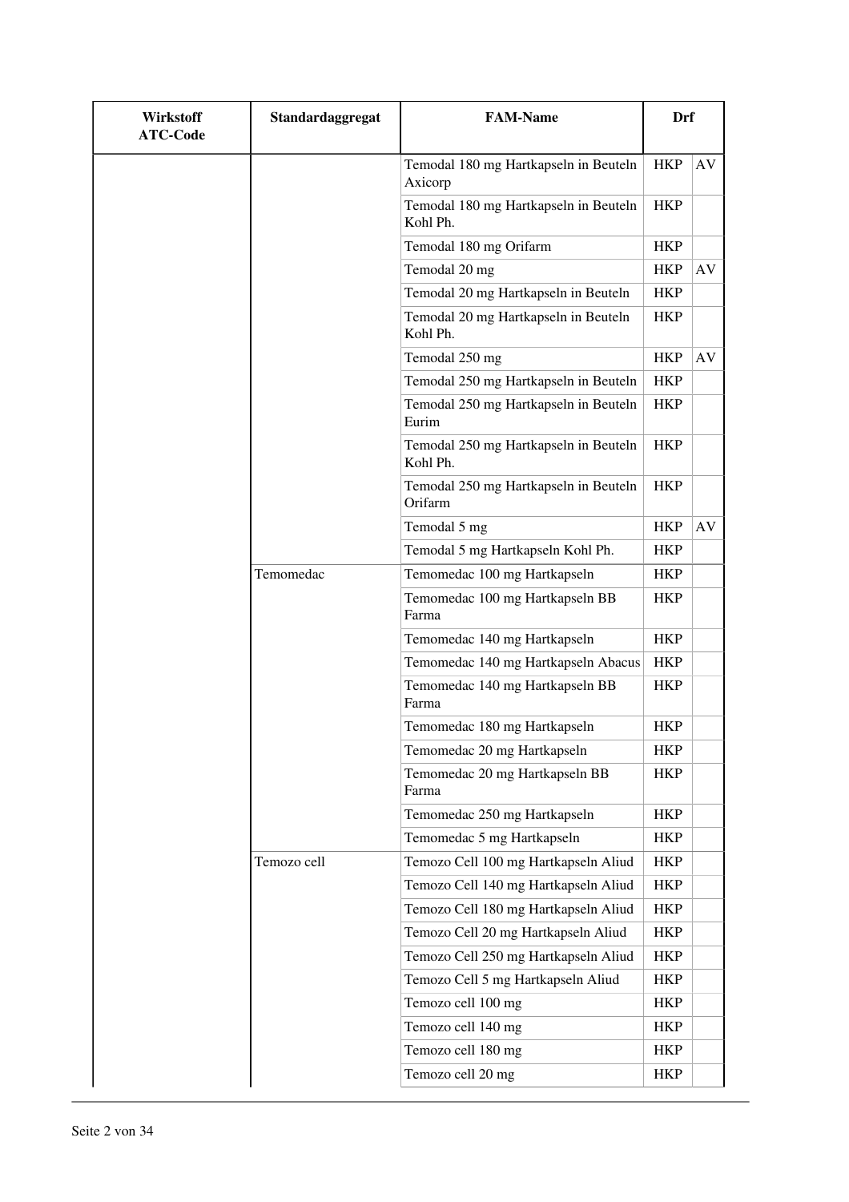| Wirkstoff ATC-Code | Standardaggregat | FAM-Name | Drf | |
|---|---|---|---|---|
| | | Temodal 180 mg Hartkapseln in Beuteln Axicorp | HKP | AV |
| | | Temodal 180 mg Hartkapseln in Beuteln Kohl Ph. | HKP | |
| | | Temodal 180 mg Orifarm | HKP | |
| | | Temodal 20 mg | HKP | AV |
| | | Temodal 20 mg Hartkapseln in Beuteln | HKP | |
| | | Temodal 20 mg Hartkapseln in Beuteln Kohl Ph. | HKP | |
| | | Temodal 250 mg | HKP | AV |
| | | Temodal 250 mg Hartkapseln in Beuteln | HKP | |
| | | Temodal 250 mg Hartkapseln in Beuteln Eurim | HKP | |
| | | Temodal 250 mg Hartkapseln in Beuteln Kohl Ph. | HKP | |
| | | Temodal 250 mg Hartkapseln in Beuteln Orifarm | HKP | |
| | | Temodal 5 mg | HKP | AV |
| | | Temodal 5 mg Hartkapseln Kohl Ph. | HKP | |
| | Temomedac | Temomedac 100 mg Hartkapseln | HKP | |
| | | Temomedac 100 mg Hartkapseln BB Farma | HKP | |
| | | Temomedac 140 mg Hartkapseln | HKP | |
| | | Temomedac 140 mg Hartkapseln Abacus | HKP | |
| | | Temomedac 140 mg Hartkapseln BB Farma | HKP | |
| | | Temomedac 180 mg Hartkapseln | HKP | |
| | | Temomedac 20 mg Hartkapseln | HKP | |
| | | Temomedac 20 mg Hartkapseln BB Farma | HKP | |
| | | Temomedac 250 mg Hartkapseln | HKP | |
| | | Temomedac 5 mg Hartkapseln | HKP | |
| | Temozo cell | Temozo Cell 100 mg Hartkapseln Aliud | HKP | |
| | | Temozo Cell 140 mg Hartkapseln Aliud | HKP | |
| | | Temozo Cell 180 mg Hartkapseln Aliud | HKP | |
| | | Temozo Cell 20 mg Hartkapseln Aliud | HKP | |
| | | Temozo Cell 250 mg Hartkapseln Aliud | HKP | |
| | | Temozo Cell 5 mg Hartkapseln Aliud | HKP | |
| | | Temozo cell 100 mg | HKP | |
| | | Temozo cell 140 mg | HKP | |
| | | Temozo cell 180 mg | HKP | |
| | | Temozo cell 20 mg | HKP | |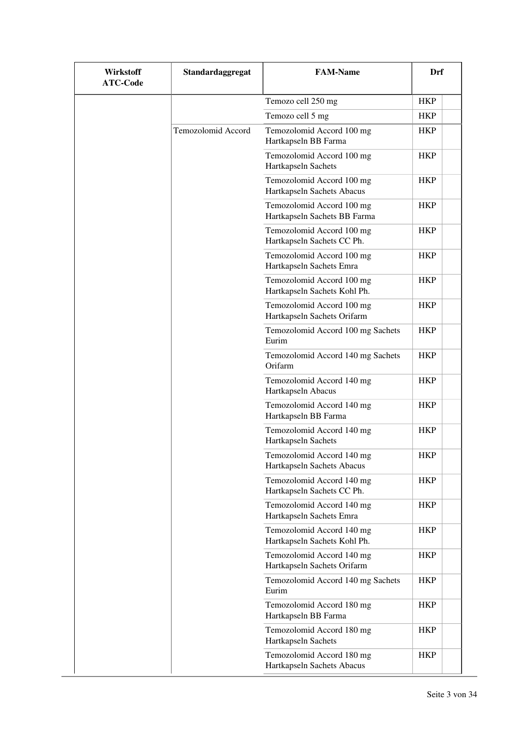| Wirkstoff ATC-Code | Standardaggregat | FAM-Name | Drf | |
|---|---|---|---|---|
| | | Temozo cell 250 mg | HKP | |
| | | Temozo cell 5 mg | HKP | |
| | Temozolomid Accord | Temozolomid Accord 100 mg Hartkapseln BB Farma | HKP | |
| | | Temozolomid Accord 100 mg Hartkapseln Sachets | HKP | |
| | | Temozolomid Accord 100 mg Hartkapseln Sachets Abacus | HKP | |
| | | Temozolomid Accord 100 mg Hartkapseln Sachets BB Farma | HKP | |
| | | Temozolomid Accord 100 mg Hartkapseln Sachets CC Ph. | HKP | |
| | | Temozolomid Accord 100 mg Hartkapseln Sachets Emra | HKP | |
| | | Temozolomid Accord 100 mg Hartkapseln Sachets Kohl Ph. | HKP | |
| | | Temozolomid Accord 100 mg Hartkapseln Sachets Orifarm | HKP | |
| | | Temozolomid Accord 100 mg Sachets Eurim | HKP | |
| | | Temozolomid Accord 140 mg Sachets Orifarm | HKP | |
| | | Temozolomid Accord 140 mg Hartkapseln Abacus | HKP | |
| | | Temozolomid Accord 140 mg Hartkapseln BB Farma | HKP | |
| | | Temozolomid Accord 140 mg Hartkapseln Sachets | HKP | |
| | | Temozolomid Accord 140 mg Hartkapseln Sachets Abacus | HKP | |
| | | Temozolomid Accord 140 mg Hartkapseln Sachets CC Ph. | HKP | |
| | | Temozolomid Accord 140 mg Hartkapseln Sachets Emra | HKP | |
| | | Temozolomid Accord 140 mg Hartkapseln Sachets Kohl Ph. | HKP | |
| | | Temozolomid Accord 140 mg Hartkapseln Sachets Orifarm | HKP | |
| | | Temozolomid Accord 140 mg Sachets Eurim | HKP | |
| | | Temozolomid Accord 180 mg Hartkapseln BB Farma | HKP | |
| | | Temozolomid Accord 180 mg Hartkapseln Sachets | HKP | |
| | | Temozolomid Accord 180 mg Hartkapseln Sachets Abacus | HKP | |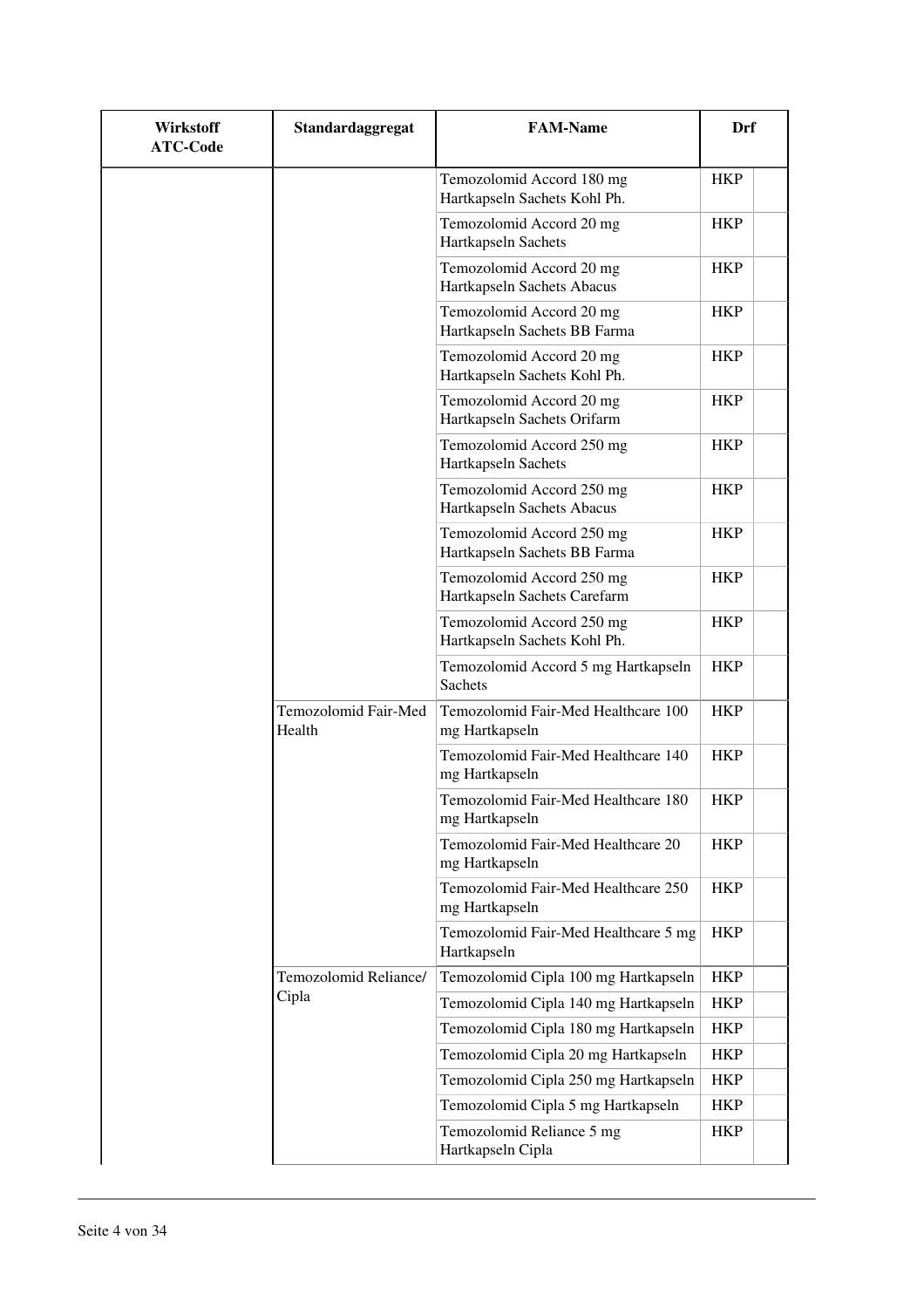| Wirkstoff ATC-Code | Standardaggregat | FAM-Name | Drf | |
|---|---|---|---|---|
| | | Temozolomid Accord 180 mg Hartkapseln Sachets Kohl Ph. | HKP | |
| | | Temozolomid Accord 20 mg Hartkapseln Sachets | HKP | |
| | | Temozolomid Accord 20 mg Hartkapseln Sachets Abacus | HKP | |
| | | Temozolomid Accord 20 mg Hartkapseln Sachets BB Farma | HKP | |
| | | Temozolomid Accord 20 mg Hartkapseln Sachets Kohl Ph. | HKP | |
| | | Temozolomid Accord 20 mg Hartkapseln Sachets Orifarm | HKP | |
| | | Temozolomid Accord 250 mg Hartkapseln Sachets | HKP | |
| | | Temozolomid Accord 250 mg Hartkapseln Sachets Abacus | HKP | |
| | | Temozolomid Accord 250 mg Hartkapseln Sachets BB Farma | HKP | |
| | | Temozolomid Accord 250 mg Hartkapseln Sachets Carefarm | HKP | |
| | | Temozolomid Accord 250 mg Hartkapseln Sachets Kohl Ph. | HKP | |
| | | Temozolomid Accord 5 mg Hartkapseln Sachets | HKP | |
| | Temozolomid Fair-Med Health | Temozolomid Fair-Med Healthcare 100 mg Hartkapseln | HKP | |
| | | Temozolomid Fair-Med Healthcare 140 mg Hartkapseln | HKP | |
| | | Temozolomid Fair-Med Healthcare 180 mg Hartkapseln | HKP | |
| | | Temozolomid Fair-Med Healthcare 20 mg Hartkapseln | HKP | |
| | | Temozolomid Fair-Med Healthcare 250 mg Hartkapseln | HKP | |
| | | Temozolomid Fair-Med Healthcare 5 mg Hartkapseln | HKP | |
| | Temozolomid Reliance/ Cipla | Temozolomid Cipla 100 mg Hartkapseln | HKP | |
| | | Temozolomid Cipla 140 mg Hartkapseln | HKP | |
| | | Temozolomid Cipla 180 mg Hartkapseln | HKP | |
| | | Temozolomid Cipla 20 mg Hartkapseln | HKP | |
| | | Temozolomid Cipla 250 mg Hartkapseln | HKP | |
| | | Temozolomid Cipla 5 mg Hartkapseln | HKP | |
| | | Temozolomid Reliance 5 mg Hartkapseln Cipla | HKP | |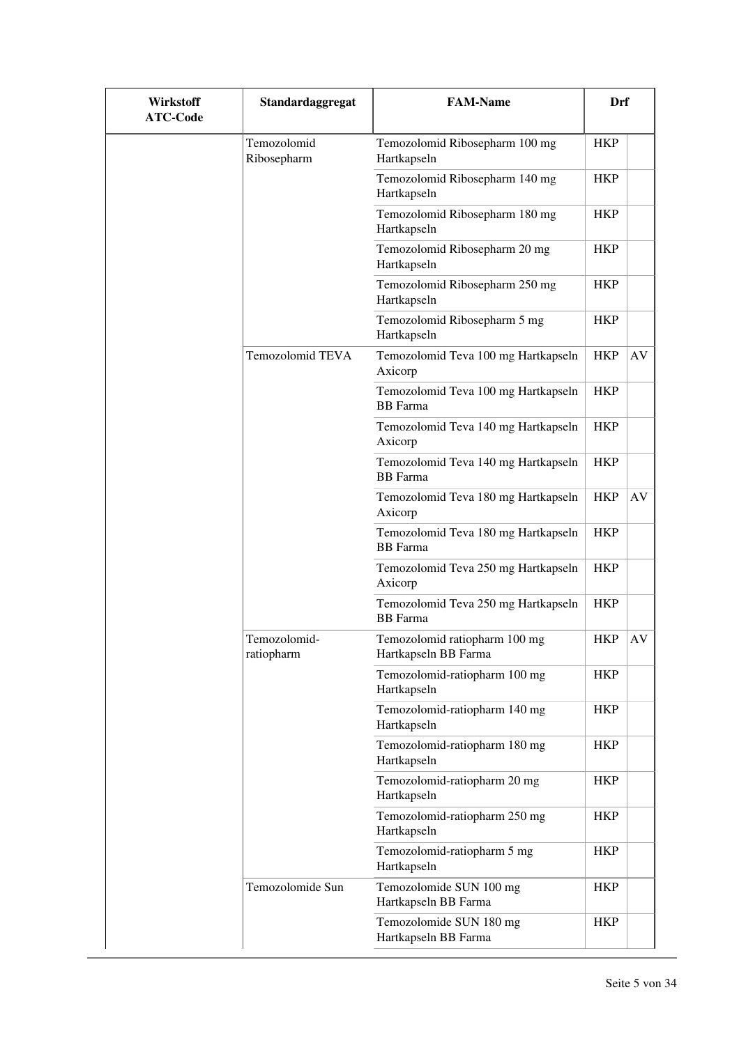| Wirkstoff ATC-Code | Standardaggregat | FAM-Name | Drf | |
|---|---|---|---|---|
| | Temozolomid Ribosepharm | Temozolomid Ribosepharm 100 mg Hartkapseln | HKP | |
| | | Temozolomid Ribosepharm 140 mg Hartkapseln | HKP | |
| | | Temozolomid Ribosepharm 180 mg Hartkapseln | HKP | |
| | | Temozolomid Ribosepharm 20 mg Hartkapseln | HKP | |
| | | Temozolomid Ribosepharm 250 mg Hartkapseln | HKP | |
| | | Temozolomid Ribosepharm 5 mg Hartkapseln | HKP | |
| | Temozolomid TEVA | Temozolomid Teva 100 mg Hartkapseln Axicorp | HKP | AV |
| | | Temozolomid Teva 100 mg Hartkapseln BB Farma | HKP | |
| | | Temozolomid Teva 140 mg Hartkapseln Axicorp | HKP | |
| | | Temozolomid Teva 140 mg Hartkapseln BB Farma | HKP | |
| | | Temozolomid Teva 180 mg Hartkapseln Axicorp | HKP | AV |
| | | Temozolomid Teva 180 mg Hartkapseln BB Farma | HKP | |
| | | Temozolomid Teva 250 mg Hartkapseln Axicorp | HKP | |
| | | Temozolomid Teva 250 mg Hartkapseln BB Farma | HKP | |
| | Temozolomid-ratiopharm | Temozolomid ratiopharm 100 mg Hartkapseln BB Farma | HKP | AV |
| | | Temozolomid-ratiopharm 100 mg Hartkapseln | HKP | |
| | | Temozolomid-ratiopharm 140 mg Hartkapseln | HKP | |
| | | Temozolomid-ratiopharm 180 mg Hartkapseln | HKP | |
| | | Temozolomid-ratiopharm 20 mg Hartkapseln | HKP | |
| | | Temozolomid-ratiopharm 250 mg Hartkapseln | HKP | |
| | | Temozolomid-ratiopharm 5 mg Hartkapseln | HKP | |
| | Temozolomide Sun | Temozolomide SUN 100 mg Hartkapseln BB Farma | HKP | |
| | | Temozolomide SUN 180 mg Hartkapseln BB Farma | HKP | |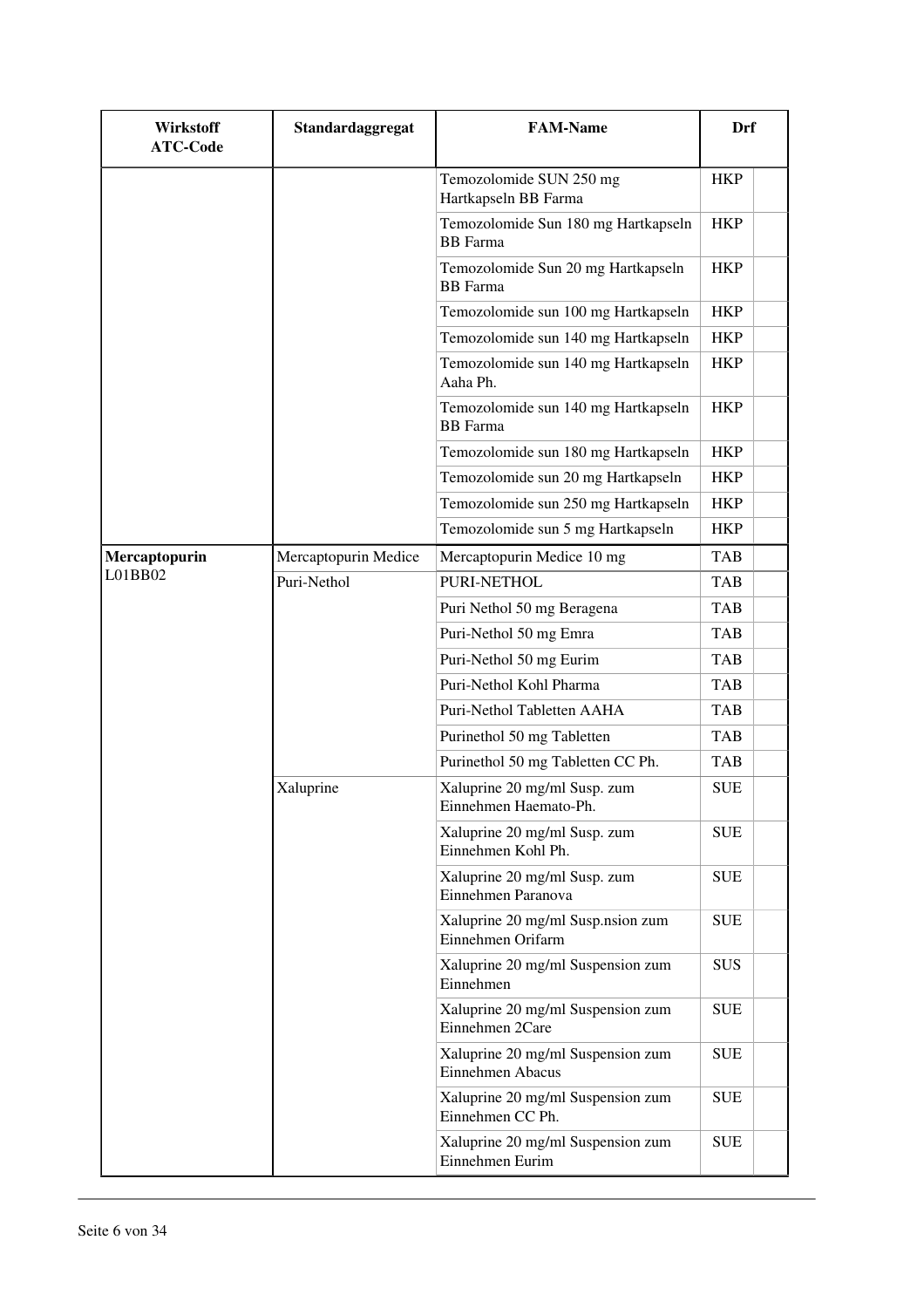| Wirkstoff ATC-Code | Standardaggregat | FAM-Name | Drf | |
|---|---|---|---|---|
| | | Temozolomide SUN 250 mg Hartkapseln BB Farma | HKP | |
| | | Temozolomide Sun 180 mg Hartkapseln BB Farma | HKP | |
| | | Temozolomide Sun 20 mg Hartkapseln BB Farma | HKP | |
| | | Temozolomide sun 100 mg Hartkapseln | HKP | |
| | | Temozolomide sun 140 mg Hartkapseln | HKP | |
| | | Temozolomide sun 140 mg Hartkapseln Aaha Ph. | HKP | |
| | | Temozolomide sun 140 mg Hartkapseln BB Farma | HKP | |
| | | Temozolomide sun 180 mg Hartkapseln | HKP | |
| | | Temozolomide sun 20 mg Hartkapseln | HKP | |
| | | Temozolomide sun 250 mg Hartkapseln | HKP | |
| | | Temozolomide sun 5 mg Hartkapseln | HKP | |
| **Mercaptopurin** L01BB02 | Mercaptopurin Medice | Mercaptopurin Medice 10 mg | TAB | |
| | Puri-Nethol | PURI-NETHOL | TAB | |
| | | Puri Nethol 50 mg Beragena | TAB | |
| | | Puri-Nethol 50 mg Emra | TAB | |
| | | Puri-Nethol 50 mg Eurim | TAB | |
| | | Puri-Nethol Kohl Pharma | TAB | |
| | | Puri-Nethol Tabletten AAHA | TAB | |
| | | Purinethol 50 mg Tabletten | TAB | |
| | | Purinethol 50 mg Tabletten CC Ph. | TAB | |
| | Xaluprine | Xaluprine 20 mg/ml Susp. zum Einnehmen Haemato-Ph. | SUE | |
| | | Xaluprine 20 mg/ml Susp. zum Einnehmen Kohl Ph. | SUE | |
| | | Xaluprine 20 mg/ml Susp. zum Einnehmen Paranova | SUE | |
| | | Xaluprine 20 mg/ml Susp.nsion zum Einnehmen Orifarm | SUE | |
| | | Xaluprine 20 mg/ml Suspension zum Einnehmen | SUS | |
| | | Xaluprine 20 mg/ml Suspension zum Einnehmen 2Care | SUE | |
| | | Xaluprine 20 mg/ml Suspension zum Einnehmen Abacus | SUE | |
| | | Xaluprine 20 mg/ml Suspension zum Einnehmen CC Ph. | SUE | |
| | | Xaluprine 20 mg/ml Suspension zum Einnehmen Eurim | SUE | |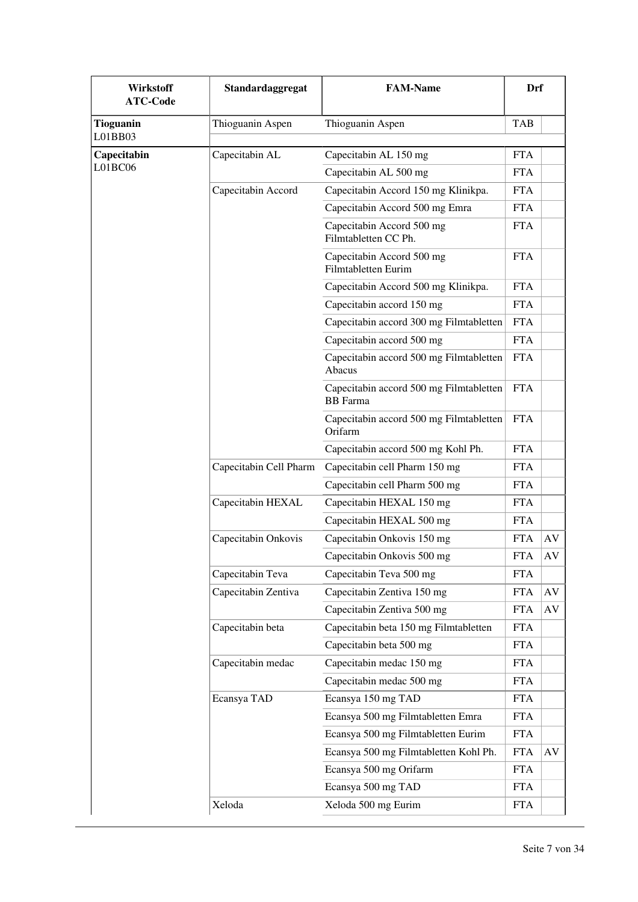| Wirkstoff ATC-Code | Standardaggregat | FAM-Name | Drf | |
|---|---|---|---|---|
| **Tioguanin** L01BB03 | Thioguanin Aspen | Thioguanin Aspen | TAB | |
| **Capecitabin** L01BC06 | Capecitabin AL | Capecitabin AL 150 mg | FTA | |
| | | Capecitabin AL 500 mg | FTA | |
| | Capecitabin Accord | Capecitabin Accord 150 mg Klinikpa. | FTA | |
| | | Capecitabin Accord 500 mg Emra | FTA | |
| | | Capecitabin Accord 500 mg Filmtabletten CC Ph. | FTA | |
| | | Capecitabin Accord 500 mg Filmtabletten Eurim | FTA | |
| | | Capecitabin Accord 500 mg Klinikpa. | FTA | |
| | | Capecitabin accord 150 mg | FTA | |
| | | Capecitabin accord 300 mg Filmtabletten | FTA | |
| | | Capecitabin accord 500 mg | FTA | |
| | | Capecitabin accord 500 mg Filmtabletten Abacus | FTA | |
| | | Capecitabin accord 500 mg Filmtabletten BB Farma | FTA | |
| | | Capecitabin accord 500 mg Filmtabletten Orifarm | FTA | |
| | | Capecitabin accord 500 mg Kohl Ph. | FTA | |
| | Capecitabin Cell Pharm | Capecitabin cell Pharm 150 mg | FTA | |
| | | Capecitabin cell Pharm 500 mg | FTA | |
| | Capecitabin HEXAL | Capecitabin HEXAL 150 mg | FTA | |
| | | Capecitabin HEXAL 500 mg | FTA | |
| | Capecitabin Onkovis | Capecitabin Onkovis 150 mg | FTA | AV |
| | | Capecitabin Onkovis 500 mg | FTA | AV |
| | Capecitabin Teva | Capecitabin Teva 500 mg | FTA | |
| | Capecitabin Zentiva | Capecitabin Zentiva 150 mg | FTA | AV |
| | | Capecitabin Zentiva 500 mg | FTA | AV |
| | Capecitabin beta | Capecitabin beta 150 mg Filmtabletten | FTA | |
| | | Capecitabin beta 500 mg | FTA | |
| | Capecitabin medac | Capecitabin medac 150 mg | FTA | |
| | | Capecitabin medac 500 mg | FTA | |
| | Ecansya TAD | Ecansya 150 mg TAD | FTA | |
| | | Ecansya 500 mg Filmtabletten Emra | FTA | |
| | | Ecansya 500 mg Filmtabletten Eurim | FTA | |
| | | Ecansya 500 mg Filmtabletten Kohl Ph. | FTA | AV |
| | | Ecansya 500 mg Orifarm | FTA | |
| | | Ecansya 500 mg TAD | FTA | |
| | Xeloda | Xeloda 500 mg Eurim | FTA | |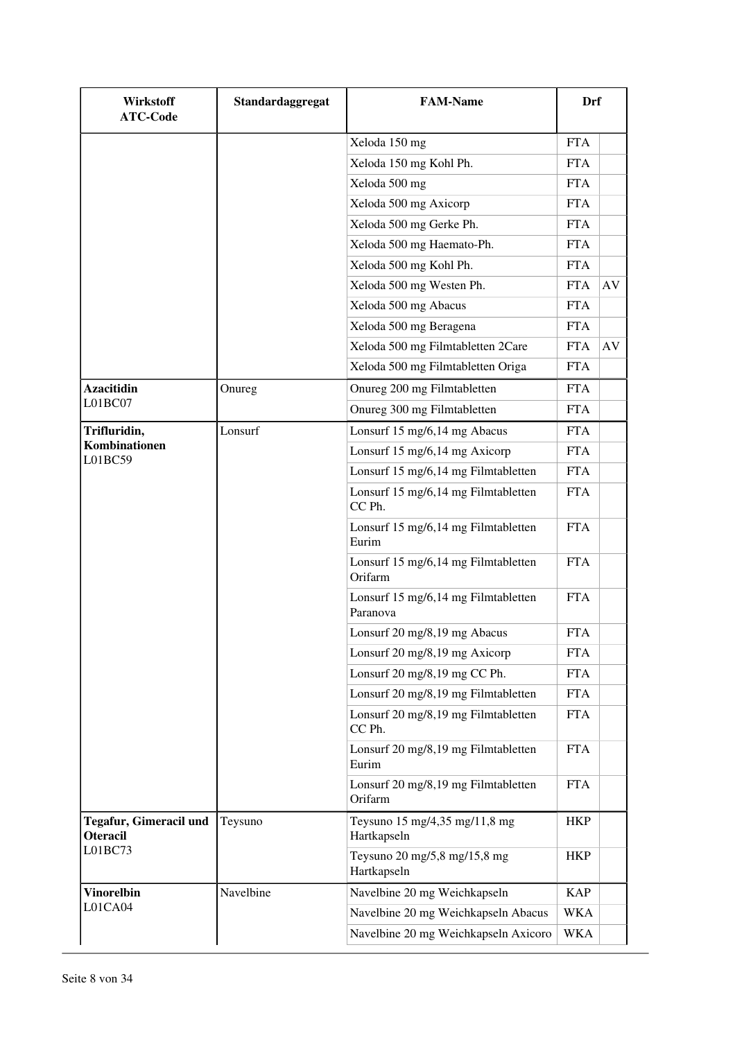| Wirkstoff ATC-Code | Standardaggregat | FAM-Name | Drf | |
|---|---|---|---|---|
| | | Xeloda 150 mg | FTA | |
| | | Xeloda 150 mg Kohl Ph. | FTA | |
| | | Xeloda 500 mg | FTA | |
| | | Xeloda 500 mg Axicorp | FTA | |
| | | Xeloda 500 mg Gerke Ph. | FTA | |
| | | Xeloda 500 mg Haemato-Ph. | FTA | |
| | | Xeloda 500 mg Kohl Ph. | FTA | |
| | | Xeloda 500 mg Westen Ph. | FTA | AV |
| | | Xeloda 500 mg Abacus | FTA | |
| | | Xeloda 500 mg Beragena | FTA | |
| | | Xeloda 500 mg Filmtabletten 2Care | FTA | AV |
| | | Xeloda 500 mg Filmtabletten Origa | FTA | |
| **Azacitidin** L01BC07 | Onureg | Onureg 200 mg Filmtabletten | FTA | |
| | | Onureg 300 mg Filmtabletten | FTA | |
| **Trifluridin, Kombinationen** L01BC59 | Lonsurf | Lonsurf 15 mg/6,14 mg Abacus | FTA | |
| | | Lonsurf 15 mg/6,14 mg Axicorp | FTA | |
| | | Lonsurf 15 mg/6,14 mg Filmtabletten | FTA | |
| | | Lonsurf 15 mg/6,14 mg Filmtabletten CC Ph. | FTA | |
| | | Lonsurf 15 mg/6,14 mg Filmtabletten Eurim | FTA | |
| | | Lonsurf 15 mg/6,14 mg Filmtabletten Orifarm | FTA | |
| | | Lonsurf 15 mg/6,14 mg Filmtabletten Paranova | FTA | |
| | | Lonsurf 20 mg/8,19 mg Abacus | FTA | |
| | | Lonsurf 20 mg/8,19 mg Axicorp | FTA | |
| | | Lonsurf 20 mg/8,19 mg CC Ph. | FTA | |
| | | Lonsurf 20 mg/8,19 mg Filmtabletten | FTA | |
| | | Lonsurf 20 mg/8,19 mg Filmtabletten CC Ph. | FTA | |
| | | Lonsurf 20 mg/8,19 mg Filmtabletten Eurim | FTA | |
| | | Lonsurf 20 mg/8,19 mg Filmtabletten Orifarm | FTA | |
| **Tegafur, Gimeracil und Oteracil** L01BC73 | Teysuno | Teysuno 15 mg/4,35 mg/11,8 mg Hartkapseln | HKP | |
| | | Teysuno 20 mg/5,8 mg/15,8 mg Hartkapseln | HKP | |
| **Vinorelbin** L01CA04 | Navelbine | Navelbine 20 mg Weichkapseln | KAP | |
| | | Navelbine 20 mg Weichkapseln Abacus | WKA | |
| | | Navelbine 20 mg Weichkapseln Axicoro | WKA | |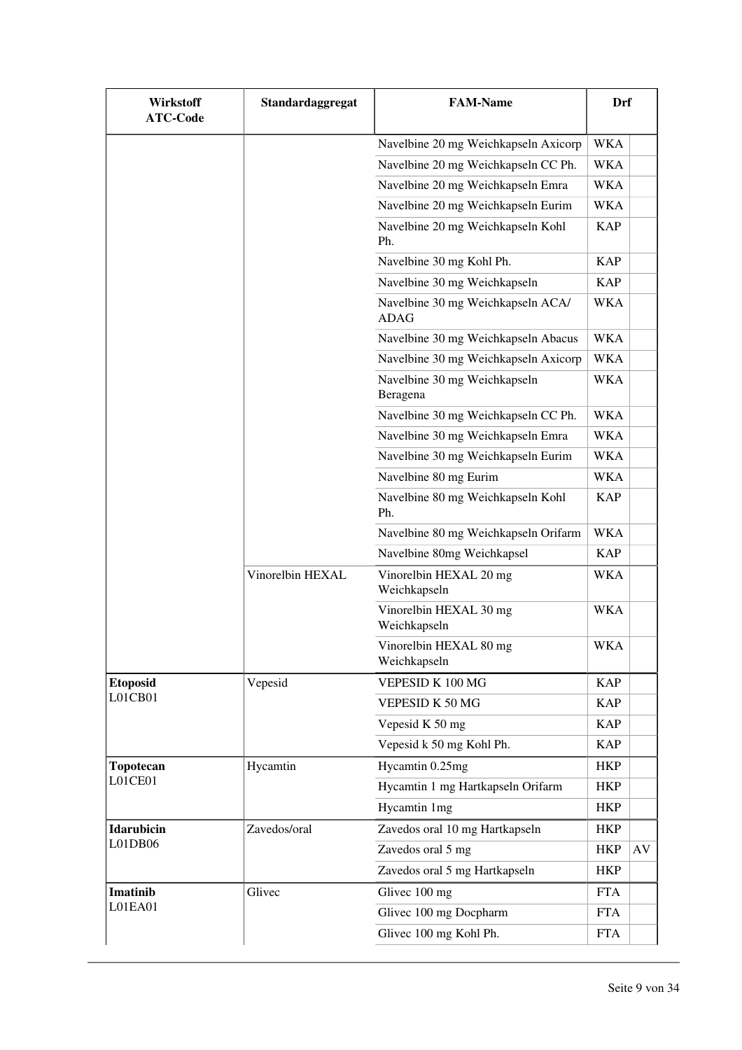| Wirkstoff ATC-Code | Standardaggregat | FAM-Name | Drf | |
|---|---|---|---|---|
| | | Navelbine 20 mg Weichkapseln Axicorp | WKA | |
| | | Navelbine 20 mg Weichkapseln CC Ph. | WKA | |
| | | Navelbine 20 mg Weichkapseln Emra | WKA | |
| | | Navelbine 20 mg Weichkapseln Eurim | WKA | |
| | | Navelbine 20 mg Weichkapseln Kohl Ph. | KAP | |
| | | Navelbine 30 mg Kohl Ph. | KAP | |
| | | Navelbine 30 mg Weichkapseln | KAP | |
| | | Navelbine 30 mg Weichkapseln ACA/ ADAG | WKA | |
| | | Navelbine 30 mg Weichkapseln Abacus | WKA | |
| | | Navelbine 30 mg Weichkapseln Axicorp | WKA | |
| | | Navelbine 30 mg Weichkapseln Beragena | WKA | |
| | | Navelbine 30 mg Weichkapseln CC Ph. | WKA | |
| | | Navelbine 30 mg Weichkapseln Emra | WKA | |
| | | Navelbine 30 mg Weichkapseln Eurim | WKA | |
| | | Navelbine 80 mg Eurim | WKA | |
| | | Navelbine 80 mg Weichkapseln Kohl Ph. | KAP | |
| | | Navelbine 80 mg Weichkapseln Orifarm | WKA | |
| | | Navelbine 80mg Weichkapsel | KAP | |
| | Vinorelbin HEXAL | Vinorelbin HEXAL 20 mg Weichkapseln | WKA | |
| | | Vinorelbin HEXAL 30 mg Weichkapseln | WKA | |
| | | Vinorelbin HEXAL 80 mg Weichkapseln | WKA | |
| **Etoposid** L01CB01 | Vepesid | VEPESID K 100 MG | KAP | |
| | | VEPESID K 50 MG | KAP | |
| | | Vepesid K 50 mg | KAP | |
| | | Vepesid k 50 mg Kohl Ph. | KAP | |
| **Topotecan** L01CE01 | Hycamtin | Hycamtin 0.25mg | HKP | |
| | | Hycamtin 1 mg Hartkapseln Orifarm | HKP | |
| | | Hycamtin 1mg | HKP | |
| **Idarubicin** L01DB06 | Zavedos/oral | Zavedos oral 10 mg Hartkapseln | HKP | |
| | | Zavedos oral 5 mg | HKP | AV |
| | | Zavedos oral 5 mg Hartkapseln | HKP | |
| **Imatinib** L01EA01 | Glivec | Glivec 100 mg | FTA | |
| | | Glivec 100 mg Docpharm | FTA | |
| | | Glivec 100 mg Kohl Ph. | FTA | |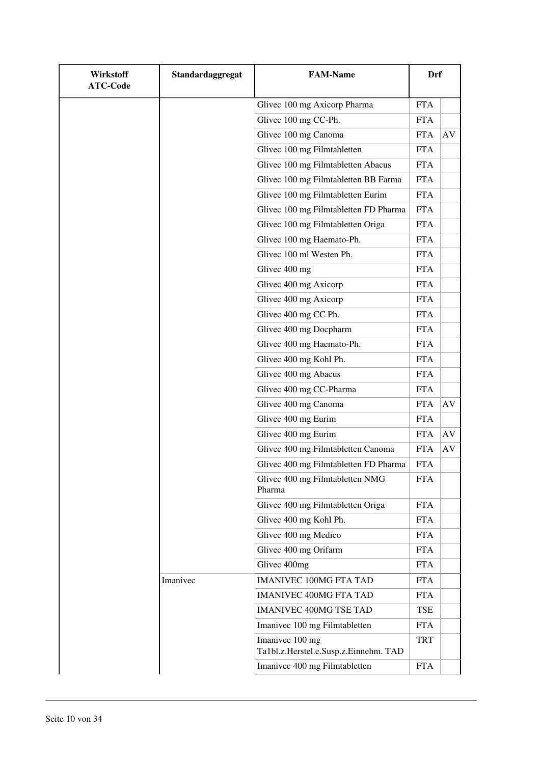| Wirkstoff ATC-Code | Standardaggregat | FAM-Name | Drf | |
|---|---|---|---|---|
| | | Glivec 100 mg Axicorp Pharma | FTA | |
| | | Glivec 100 mg CC-Ph. | FTA | |
| | | Glivec 100 mg Canoma | FTA | AV |
| | | Glivec 100 mg Filmtabletten | FTA | |
| | | Glivec 100 mg Filmtabletten Abacus | FTA | |
| | | Glivec 100 mg Filmtabletten BB Farma | FTA | |
| | | Glivec 100 mg Filmtabletten Eurim | FTA | |
| | | Glivec 100 mg Filmtabletten FD Pharma | FTA | |
| | | Glivec 100 mg Filmtabletten Origa | FTA | |
| | | Glivec 100 mg Haemato-Ph. | FTA | |
| | | Glivec 100 ml Westen Ph. | FTA | |
| | | Glivec 400 mg | FTA | |
| | | Glivec 400 mg Axicorp | FTA | |
| | | Glivec 400 mg Axicorp | FTA | |
| | | Glivec 400 mg CC Ph. | FTA | |
| | | Glivec 400 mg Docpharm | FTA | |
| | | Glivec 400 mg Haemato-Ph. | FTA | |
| | | Glivec 400 mg Kohl Ph. | FTA | |
| | | Glivec 400 mg Abacus | FTA | |
| | | Glivec 400 mg CC-Pharma | FTA | |
| | | Glivec 400 mg Canoma | FTA | AV |
| | | Glivec 400 mg Eurim | FTA | |
| | | Glivec 400 mg Eurim | FTA | AV |
| | | Glivec 400 mg Filmtabletten Canoma | FTA | AV |
| | | Glivec 400 mg Filmtabletten FD Pharma | FTA | |
| | | Glivec 400 mg Filmtabletten NMG Pharma | FTA | |
| | | Glivec 400 mg Filmtabletten Origa | FTA | |
| | | Glivec 400 mg Kohl Ph. | FTA | |
| | | Glivec 400 mg Medico | FTA | |
| | | Glivec 400 mg Orifarm | FTA | |
| | | Glivec 400mg | FTA | |
| | Imanivec | IMANIVEC 100MG FTA TAD | FTA | |
| | | IMANIVEC 400MG FTA TAD | FTA | |
| | | IMANIVEC 400MG TSE TAD | TSE | |
| | | Imanivec 100 mg Filmtabletten | FTA | |
| | | Imanivec 100 mg Ta1bl.z.Herstel.e.Susp.z.Einnehm. TAD | TRT | |
| | | Imanivec 400 mg Filmtabletten | FTA | |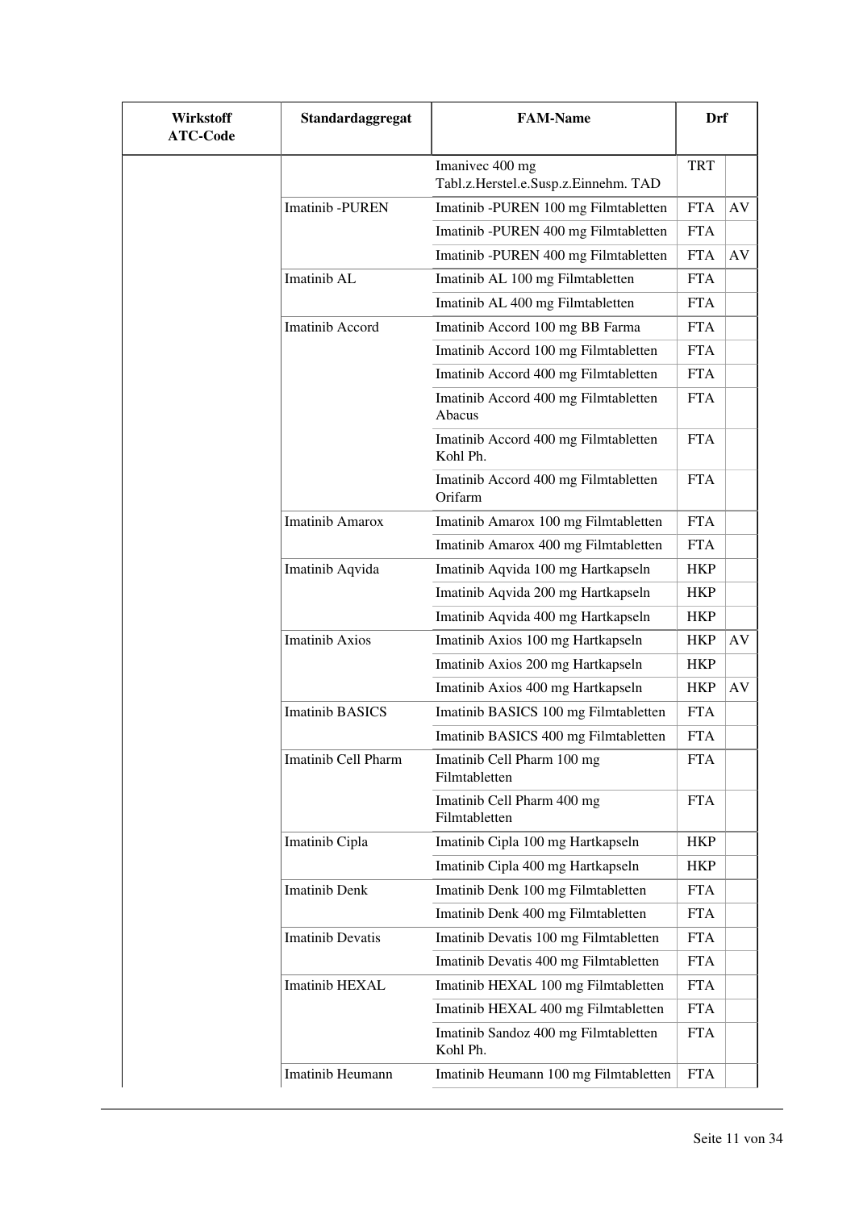| Wirkstoff ATC-Code | Standardaggregat | FAM-Name | Drf | |
|---|---|---|---|---|
| | | Imanivec 400 mg Tabl.z.Herstel.e.Susp.z.Einnehm. TAD | TRT | |
| | Imatinib -PUREN | Imatinib -PUREN 100 mg Filmtabletten | FTA | AV |
| | | Imatinib -PUREN 400 mg Filmtabletten | FTA | |
| | | Imatinib -PUREN 400 mg Filmtabletten | FTA | AV |
| | Imatinib AL | Imatinib AL 100 mg Filmtabletten | FTA | |
| | | Imatinib AL 400 mg Filmtabletten | FTA | |
| | Imatinib Accord | Imatinib Accord 100 mg BB Farma | FTA | |
| | | Imatinib Accord 100 mg Filmtabletten | FTA | |
| | | Imatinib Accord 400 mg Filmtabletten | FTA | |
| | | Imatinib Accord 400 mg Filmtabletten Abacus | FTA | |
| | | Imatinib Accord 400 mg Filmtabletten Kohl Ph. | FTA | |
| | | Imatinib Accord 400 mg Filmtabletten Orifarm | FTA | |
| | Imatinib Amarox | Imatinib Amarox 100 mg Filmtabletten | FTA | |
| | | Imatinib Amarox 400 mg Filmtabletten | FTA | |
| | Imatinib Aqvida | Imatinib Aqvida 100 mg Hartkapseln | HKP | |
| | | Imatinib Aqvida 200 mg Hartkapseln | HKP | |
| | | Imatinib Aqvida 400 mg Hartkapseln | HKP | |
| | Imatinib Axios | Imatinib Axios 100 mg Hartkapseln | HKP | AV |
| | | Imatinib Axios 200 mg Hartkapseln | HKP | |
| | | Imatinib Axios 400 mg Hartkapseln | HKP | AV |
| | Imatinib BASICS | Imatinib BASICS 100 mg Filmtabletten | FTA | |
| | | Imatinib BASICS 400 mg Filmtabletten | FTA | |
| | Imatinib Cell Pharm | Imatinib Cell Pharm 100 mg Filmtabletten | FTA | |
| | | Imatinib Cell Pharm 400 mg Filmtabletten | FTA | |
| | Imatinib Cipla | Imatinib Cipla 100 mg Hartkapseln | HKP | |
| | | Imatinib Cipla 400 mg Hartkapseln | HKP | |
| | Imatinib Denk | Imatinib Denk 100 mg Filmtabletten | FTA | |
| | | Imatinib Denk 400 mg Filmtabletten | FTA | |
| | Imatinib Devatis | Imatinib Devatis 100 mg Filmtabletten | FTA | |
| | | Imatinib Devatis 400 mg Filmtabletten | FTA | |
| | Imatinib HEXAL | Imatinib HEXAL 100 mg Filmtabletten | FTA | |
| | | Imatinib HEXAL 400 mg Filmtabletten | FTA | |
| | | Imatinib Sandoz 400 mg Filmtabletten Kohl Ph. | FTA | |
| | Imatinib Heumann | Imatinib Heumann 100 mg Filmtabletten | FTA | |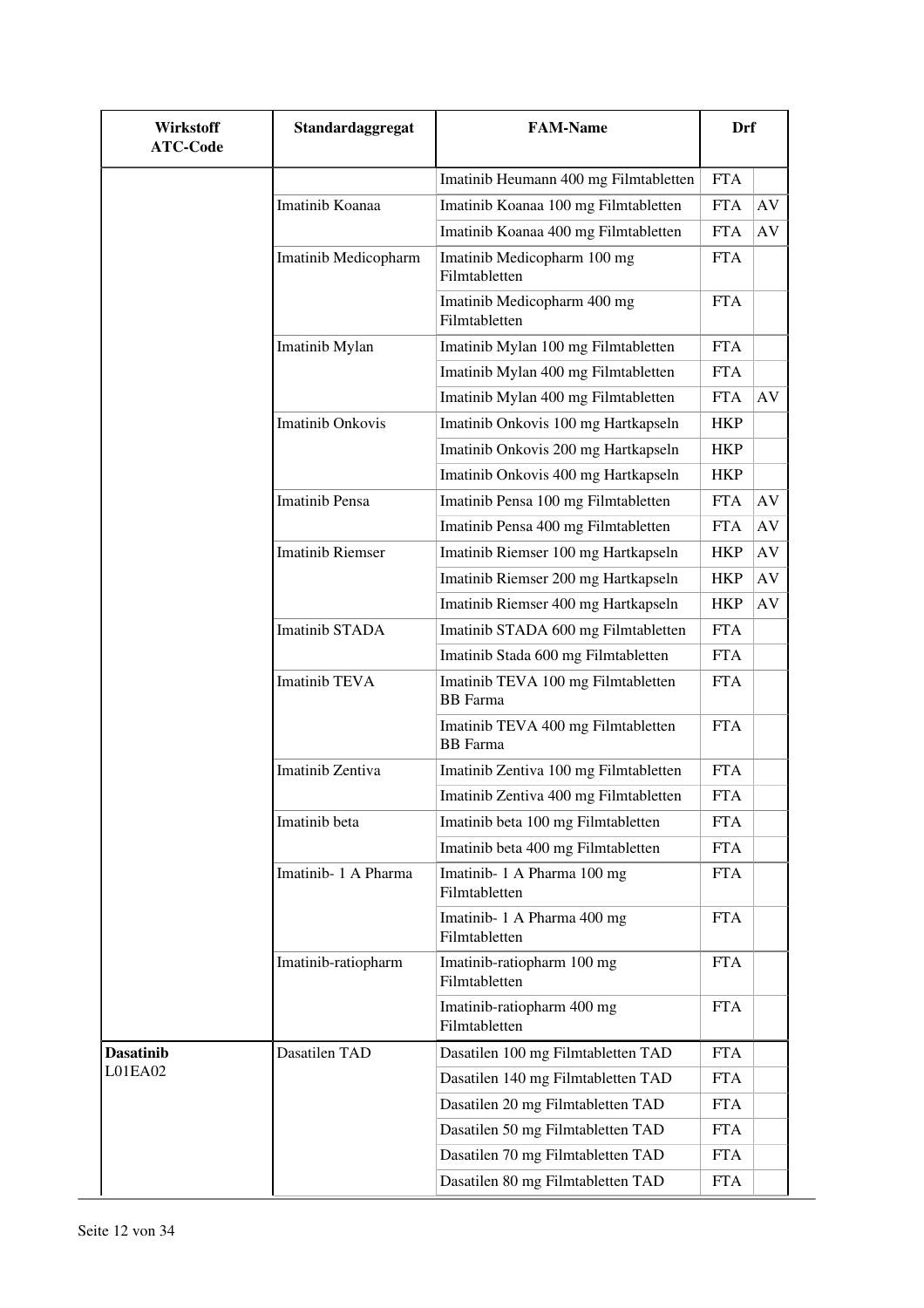| Wirkstoff ATC-Code | Standardaggregat | FAM-Name | Drf | |
|---|---|---|---|---|
| | | Imatinib Heumann 400 mg Filmtabletten | FTA | |
| | Imatinib Koanaa | Imatinib Koanaa 100 mg Filmtabletten | FTA | AV |
| | | Imatinib Koanaa 400 mg Filmtabletten | FTA | AV |
| | Imatinib Medicopharm | Imatinib Medicopharm 100 mg Filmtabletten | FTA | |
| | | Imatinib Medicopharm 400 mg Filmtabletten | FTA | |
| | Imatinib Mylan | Imatinib Mylan 100 mg Filmtabletten | FTA | |
| | | Imatinib Mylan 400 mg Filmtabletten | FTA | |
| | | Imatinib Mylan 400 mg Filmtabletten | FTA | AV |
| | Imatinib Onkovis | Imatinib Onkovis 100 mg Hartkapseln | HKP | |
| | | Imatinib Onkovis 200 mg Hartkapseln | HKP | |
| | | Imatinib Onkovis 400 mg Hartkapseln | HKP | |
| | Imatinib Pensa | Imatinib Pensa 100 mg Filmtabletten | FTA | AV |
| | | Imatinib Pensa 400 mg Filmtabletten | FTA | AV |
| | Imatinib Riemser | Imatinib Riemser 100 mg Hartkapseln | HKP | AV |
| | | Imatinib Riemser 200 mg Hartkapseln | HKP | AV |
| | | Imatinib Riemser 400 mg Hartkapseln | HKP | AV |
| | Imatinib STADA | Imatinib STADA 600 mg Filmtabletten | FTA | |
| | | Imatinib Stada 600 mg Filmtabletten | FTA | |
| | Imatinib TEVA | Imatinib TEVA 100 mg Filmtabletten BB Farma | FTA | |
| | | Imatinib TEVA 400 mg Filmtabletten BB Farma | FTA | |
| | Imatinib Zentiva | Imatinib Zentiva 100 mg Filmtabletten | FTA | |
| | | Imatinib Zentiva 400 mg Filmtabletten | FTA | |
| | Imatinib beta | Imatinib beta 100 mg Filmtabletten | FTA | |
| | | Imatinib beta 400 mg Filmtabletten | FTA | |
| | Imatinib- 1 A Pharma | Imatinib- 1 A Pharma 100 mg Filmtabletten | FTA | |
| | | Imatinib- 1 A Pharma 400 mg Filmtabletten | FTA | |
| | Imatinib-ratiopharm | Imatinib-ratiopharm 100 mg Filmtabletten | FTA | |
| | | Imatinib-ratiopharm 400 mg Filmtabletten | FTA | |
| **Dasatinib** L01EA02 | Dasatilen TAD | Dasatilen 100 mg Filmtabletten TAD | FTA | |
| | | Dasatilen 140 mg Filmtabletten TAD | FTA | |
| | | Dasatilen 20 mg Filmtabletten TAD | FTA | |
| | | Dasatilen 50 mg Filmtabletten TAD | FTA | |
| | | Dasatilen 70 mg Filmtabletten TAD | FTA | |
| | | Dasatilen 80 mg Filmtabletten TAD | FTA | |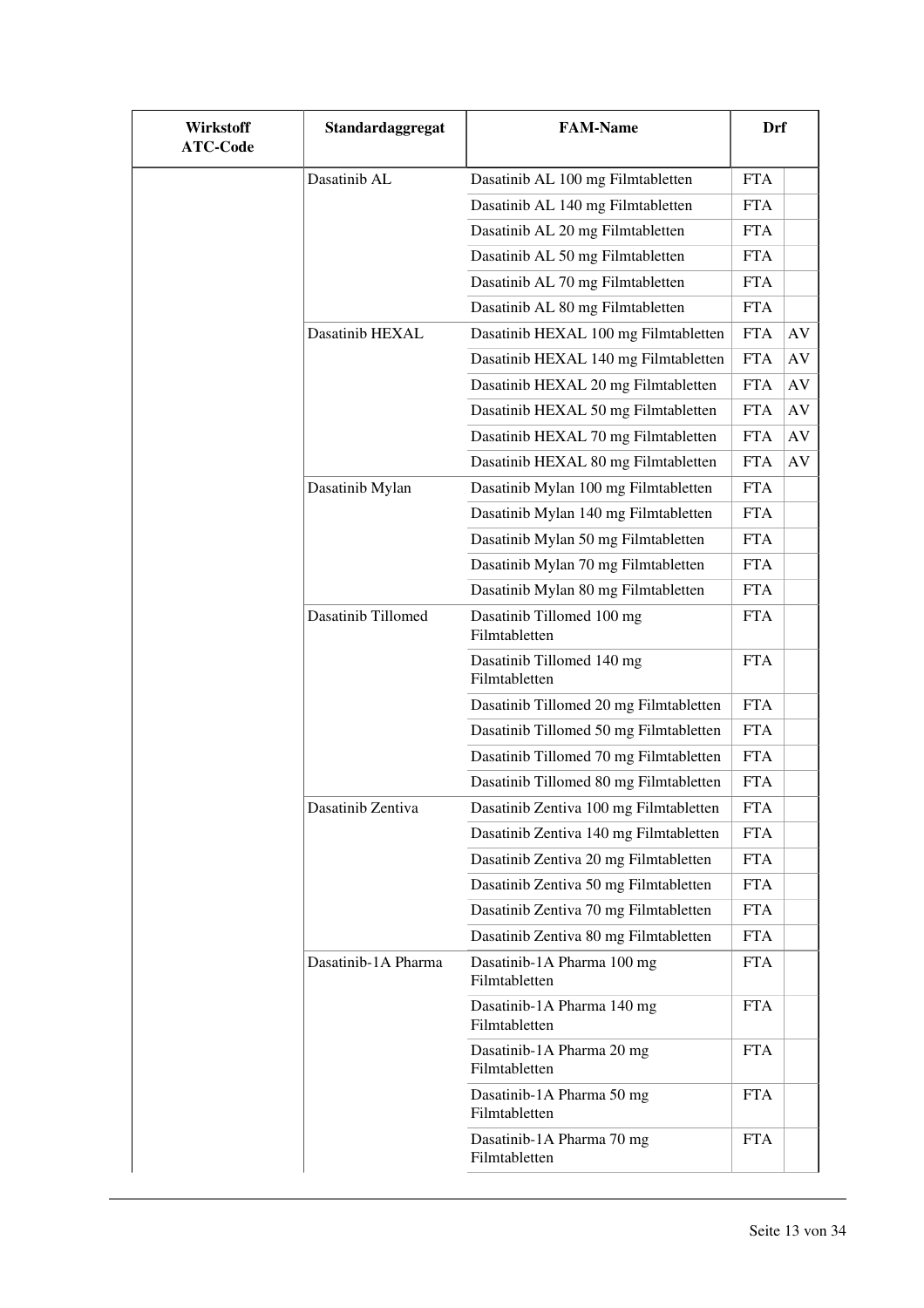| Wirkstoff ATC-Code | Standardaggregat | FAM-Name | Drf | |
|---|---|---|---|---|
| | Dasatinib AL | Dasatinib AL 100 mg Filmtabletten | FTA | |
| | | Dasatinib AL 140 mg Filmtabletten | FTA | |
| | | Dasatinib AL 20 mg Filmtabletten | FTA | |
| | | Dasatinib AL 50 mg Filmtabletten | FTA | |
| | | Dasatinib AL 70 mg Filmtabletten | FTA | |
| | | Dasatinib AL 80 mg Filmtabletten | FTA | |
| | Dasatinib HEXAL | Dasatinib HEXAL 100 mg Filmtabletten | FTA | AV |
| | | Dasatinib HEXAL 140 mg Filmtabletten | FTA | AV |
| | | Dasatinib HEXAL 20 mg Filmtabletten | FTA | AV |
| | | Dasatinib HEXAL 50 mg Filmtabletten | FTA | AV |
| | | Dasatinib HEXAL 70 mg Filmtabletten | FTA | AV |
| | | Dasatinib HEXAL 80 mg Filmtabletten | FTA | AV |
| | Dasatinib Mylan | Dasatinib Mylan 100 mg Filmtabletten | FTA | |
| | | Dasatinib Mylan 140 mg Filmtabletten | FTA | |
| | | Dasatinib Mylan 50 mg Filmtabletten | FTA | |
| | | Dasatinib Mylan 70 mg Filmtabletten | FTA | |
| | | Dasatinib Mylan 80 mg Filmtabletten | FTA | |
| | Dasatinib Tillomed | Dasatinib Tillomed 100 mg Filmtabletten | FTA | |
| | | Dasatinib Tillomed 140 mg Filmtabletten | FTA | |
| | | Dasatinib Tillomed 20 mg Filmtabletten | FTA | |
| | | Dasatinib Tillomed 50 mg Filmtabletten | FTA | |
| | | Dasatinib Tillomed 70 mg Filmtabletten | FTA | |
| | | Dasatinib Tillomed 80 mg Filmtabletten | FTA | |
| | Dasatinib Zentiva | Dasatinib Zentiva 100 mg Filmtabletten | FTA | |
| | | Dasatinib Zentiva 140 mg Filmtabletten | FTA | |
| | | Dasatinib Zentiva 20 mg Filmtabletten | FTA | |
| | | Dasatinib Zentiva 50 mg Filmtabletten | FTA | |
| | | Dasatinib Zentiva 70 mg Filmtabletten | FTA | |
| | | Dasatinib Zentiva 80 mg Filmtabletten | FTA | |
| | Dasatinib-1A Pharma | Dasatinib-1A Pharma 100 mg Filmtabletten | FTA | |
| | | Dasatinib-1A Pharma 140 mg Filmtabletten | FTA | |
| | | Dasatinib-1A Pharma 20 mg Filmtabletten | FTA | |
| | | Dasatinib-1A Pharma 50 mg Filmtabletten | FTA | |
| | | Dasatinib-1A Pharma 70 mg Filmtabletten | FTA | |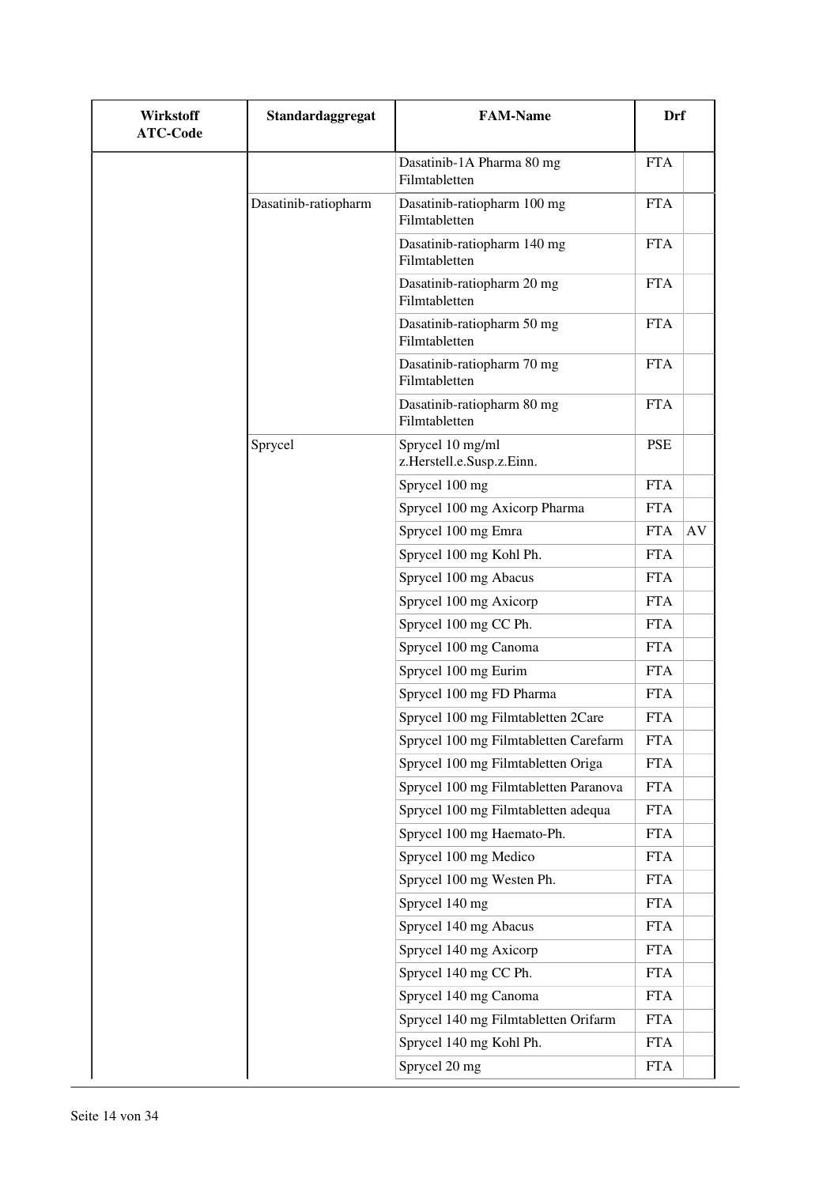| Wirkstoff ATC-Code | Standardaggregat | FAM-Name | Drf | |
|---|---|---|---|---|
| | | Dasatinib-1A Pharma 80 mg Filmtabletten | FTA | |
| | Dasatinib-ratiopharm | Dasatinib-ratiopharm 100 mg Filmtabletten | FTA | |
| | | Dasatinib-ratiopharm 140 mg Filmtabletten | FTA | |
| | | Dasatinib-ratiopharm 20 mg Filmtabletten | FTA | |
| | | Dasatinib-ratiopharm 50 mg Filmtabletten | FTA | |
| | | Dasatinib-ratiopharm 70 mg Filmtabletten | FTA | |
| | | Dasatinib-ratiopharm 80 mg Filmtabletten | FTA | |
| | Sprycel | Sprycel 10 mg/ml z.Herstell.e.Susp.z.Einn. | PSE | |
| | | Sprycel 100 mg | FTA | |
| | | Sprycel 100 mg Axicorp Pharma | FTA | |
| | | Sprycel 100 mg Emra | FTA | AV |
| | | Sprycel 100 mg Kohl Ph. | FTA | |
| | | Sprycel 100 mg Abacus | FTA | |
| | | Sprycel 100 mg Axicorp | FTA | |
| | | Sprycel 100 mg CC Ph. | FTA | |
| | | Sprycel 100 mg Canoma | FTA | |
| | | Sprycel 100 mg Eurim | FTA | |
| | | Sprycel 100 mg FD Pharma | FTA | |
| | | Sprycel 100 mg Filmtabletten 2Care | FTA | |
| | | Sprycel 100 mg Filmtabletten Carefarm | FTA | |
| | | Sprycel 100 mg Filmtabletten Origa | FTA | |
| | | Sprycel 100 mg Filmtabletten Paranova | FTA | |
| | | Sprycel 100 mg Filmtabletten adequa | FTA | |
| | | Sprycel 100 mg Haemato-Ph. | FTA | |
| | | Sprycel 100 mg Medico | FTA | |
| | | Sprycel 100 mg Westen Ph. | FTA | |
| | | Sprycel 140 mg | FTA | |
| | | Sprycel 140 mg Abacus | FTA | |
| | | Sprycel 140 mg Axicorp | FTA | |
| | | Sprycel 140 mg CC Ph. | FTA | |
| | | Sprycel 140 mg Canoma | FTA | |
| | | Sprycel 140 mg Filmtabletten Orifarm | FTA | |
| | | Sprycel 140 mg Kohl Ph. | FTA | |
| | | Sprycel 20 mg | FTA | |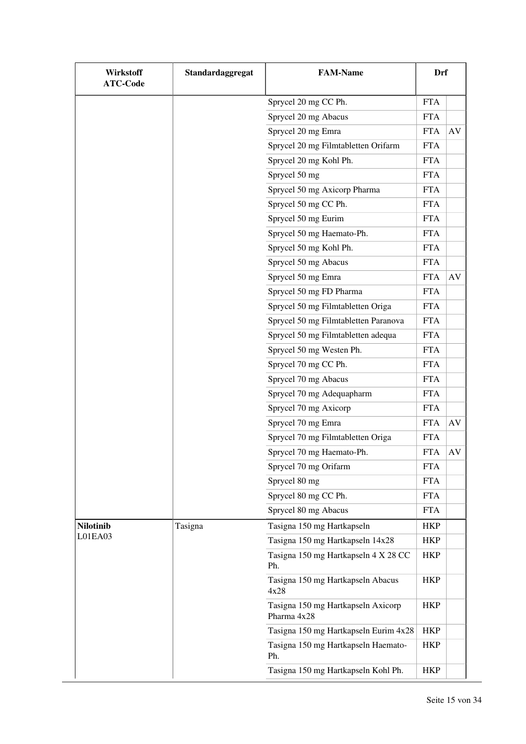| Wirkstoff<br>ATC-Code | Standardaggregat | FAM-Name | Drf | |
|---|---|---|---|---|
| | | Sprycel 20 mg CC Ph. | FTA | |
| | | Sprycel 20 mg Abacus | FTA | |
| | | Sprycel 20 mg Emra | FTA | AV |
| | | Sprycel 20 mg Filmtabletten Orifarm | FTA | |
| | | Sprycel 20 mg Kohl Ph. | FTA | |
| | | Sprycel 50 mg | FTA | |
| | | Sprycel 50 mg Axicorp Pharma | FTA | |
| | | Sprycel 50 mg CC Ph. | FTA | |
| | | Sprycel 50 mg Eurim | FTA | |
| | | Sprycel 50 mg Haemato-Ph. | FTA | |
| | | Sprycel 50 mg Kohl Ph. | FTA | |
| | | Sprycel 50 mg Abacus | FTA | |
| | | Sprycel 50 mg Emra | FTA | AV |
| | | Sprycel 50 mg FD Pharma | FTA | |
| | | Sprycel 50 mg Filmtabletten Origa | FTA | |
| | | Sprycel 50 mg Filmtabletten Paranova | FTA | |
| | | Sprycel 50 mg Filmtabletten adequa | FTA | |
| | | Sprycel 50 mg Westen Ph. | FTA | |
| | | Sprycel 70 mg CC Ph. | FTA | |
| | | Sprycel 70 mg Abacus | FTA | |
| | | Sprycel 70 mg Adequapharm | FTA | |
| | | Sprycel 70 mg Axicorp | FTA | |
| | | Sprycel 70 mg Emra | FTA | AV |
| | | Sprycel 70 mg Filmtabletten Origa | FTA | |
| | | Sprycel 70 mg Haemato-Ph. | FTA | AV |
| | | Sprycel 70 mg Orifarm | FTA | |
| | | Sprycel 80 mg | FTA | |
| | | Sprycel 80 mg CC Ph. | FTA | |
| | | Sprycel 80 mg Abacus | FTA | |
| **Nilotinib**<br>L01EA03 | Tasigna | Tasigna 150 mg Hartkapseln | HKP | |
| | | Tasigna 150 mg Hartkapseln 14x28 | HKP | |
| | | Tasigna 150 mg Hartkapseln 4 X 28 CC Ph. | HKP | |
| | | Tasigna 150 mg Hartkapseln Abacus 4x28 | HKP | |
| | | Tasigna 150 mg Hartkapseln Axicorp Pharma 4x28 | HKP | |
| | | Tasigna 150 mg Hartkapseln Eurim 4x28 | HKP | |
| | | Tasigna 150 mg Hartkapseln Haemato-Ph. | HKP | |
| | | Tasigna 150 mg Hartkapseln Kohl Ph. | HKP | |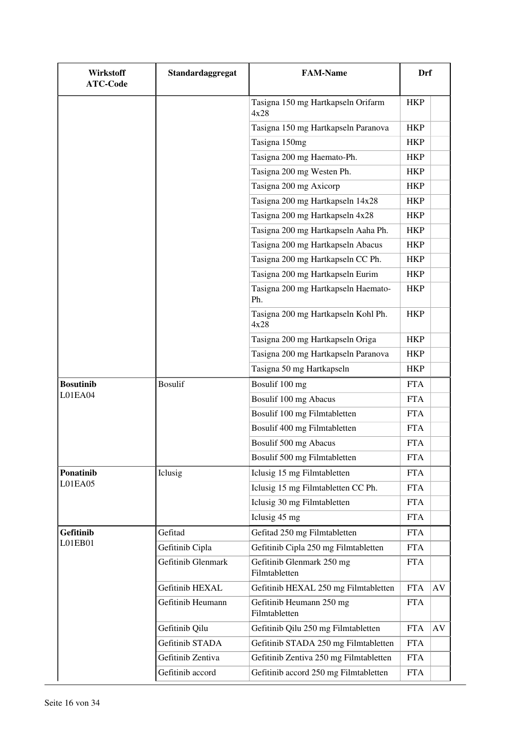| Wirkstoff ATC-Code | Standardaggregat | FAM-Name | Drf | |
|---|---|---|---|---|
| | | Tasigna 150 mg Hartkapseln Orifarm 4x28 | HKP | |
| | | Tasigna 150 mg Hartkapseln Paranova | HKP | |
| | | Tasigna 150mg | HKP | |
| | | Tasigna 200 mg Haemato-Ph. | HKP | |
| | | Tasigna 200 mg Westen Ph. | HKP | |
| | | Tasigna 200 mg Axicorp | HKP | |
| | | Tasigna 200 mg Hartkapseln 14x28 | HKP | |
| | | Tasigna 200 mg Hartkapseln 4x28 | HKP | |
| | | Tasigna 200 mg Hartkapseln Aaha Ph. | HKP | |
| | | Tasigna 200 mg Hartkapseln Abacus | HKP | |
| | | Tasigna 200 mg Hartkapseln CC Ph. | HKP | |
| | | Tasigna 200 mg Hartkapseln Eurim | HKP | |
| | | Tasigna 200 mg Hartkapseln Haemato-Ph. | HKP | |
| | | Tasigna 200 mg Hartkapseln Kohl Ph. 4x28 | HKP | |
| | | Tasigna 200 mg Hartkapseln Origa | HKP | |
| | | Tasigna 200 mg Hartkapseln Paranova | HKP | |
| | | Tasigna 50 mg Hartkapseln | HKP | |
| **Bosutinib** L01EA04 | Bosulif | Bosulif 100 mg | FTA | |
| | | Bosulif 100 mg Abacus | FTA | |
| | | Bosulif 100 mg Filmtabletten | FTA | |
| | | Bosulif 400 mg Filmtabletten | FTA | |
| | | Bosulif 500 mg Abacus | FTA | |
| | | Bosulif 500 mg Filmtabletten | FTA | |
| **Ponatinib** L01EA05 | Iclusig | Iclusig 15 mg Filmtabletten | FTA | |
| | | Iclusig 15 mg Filmtabletten CC Ph. | FTA | |
| | | Iclusig 30 mg Filmtabletten | FTA | |
| | | Iclusig 45 mg | FTA | |
| **Gefitinib** L01EB01 | Gefitad | Gefitad 250 mg Filmtabletten | FTA | |
| | Gefitinib Cipla | Gefitinib Cipla 250 mg Filmtabletten | FTA | |
| | Gefitinib Glenmark | Gefitinib Glenmark 250 mg Filmtabletten | FTA | |
| | Gefitinib HEXAL | Gefitinib HEXAL 250 mg Filmtabletten | FTA | AV |
| | Gefitinib Heumann | Gefitinib Heumann 250 mg Filmtabletten | FTA | |
| | Gefitinib Qilu | Gefitinib Qilu 250 mg Filmtabletten | FTA | AV |
| | Gefitinib STADA | Gefitinib STADA 250 mg Filmtabletten | FTA | |
| | Gefitinib Zentiva | Gefitinib Zentiva 250 mg Filmtabletten | FTA | |
| | Gefitinib accord | Gefitinib accord 250 mg Filmtabletten | FTA | |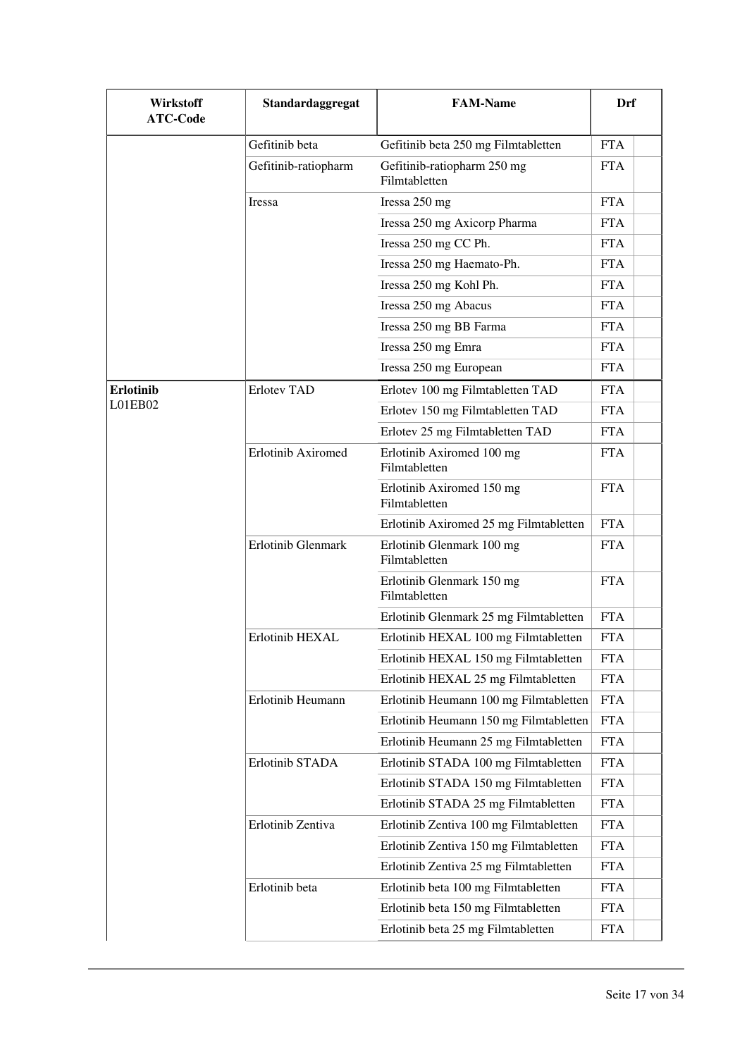| Wirkstoff ATC-Code | Standardaggregat | FAM-Name | Drf | |
|---|---|---|---|---|
| | Gefitinib beta | Gefitinib beta 250 mg Filmtabletten | FTA | |
| | Gefitinib-ratiopharm | Gefitinib-ratiopharm 250 mg Filmtabletten | FTA | |
| | Iressa | Iressa 250 mg | FTA | |
| | | Iressa 250 mg Axicorp Pharma | FTA | |
| | | Iressa 250 mg CC Ph. | FTA | |
| | | Iressa 250 mg Haemato-Ph. | FTA | |
| | | Iressa 250 mg Kohl Ph. | FTA | |
| | | Iressa 250 mg Abacus | FTA | |
| | | Iressa 250 mg BB Farma | FTA | |
| | | Iressa 250 mg Emra | FTA | |
| | | Iressa 250 mg European | FTA | |
| **Erlotinib** L01EB02 | Erlotev TAD | Erlotev 100 mg Filmtabletten TAD | FTA | |
| | | Erlotev 150 mg Filmtabletten TAD | FTA | |
| | | Erlotev 25 mg Filmtabletten TAD | FTA | |
| | Erlotinib Axiromed | Erlotinib Axiromed 100 mg Filmtabletten | FTA | |
| | | Erlotinib Axiromed 150 mg Filmtabletten | FTA | |
| | | Erlotinib Axiromed 25 mg Filmtabletten | FTA | |
| | Erlotinib Glenmark | Erlotinib Glenmark 100 mg Filmtabletten | FTA | |
| | | Erlotinib Glenmark 150 mg Filmtabletten | FTA | |
| | | Erlotinib Glenmark 25 mg Filmtabletten | FTA | |
| | Erlotinib HEXAL | Erlotinib HEXAL 100 mg Filmtabletten | FTA | |
| | | Erlotinib HEXAL 150 mg Filmtabletten | FTA | |
| | | Erlotinib HEXAL 25 mg Filmtabletten | FTA | |
| | Erlotinib Heumann | Erlotinib Heumann 100 mg Filmtabletten | FTA | |
| | | Erlotinib Heumann 150 mg Filmtabletten | FTA | |
| | | Erlotinib Heumann 25 mg Filmtabletten | FTA | |
| | Erlotinib STADA | Erlotinib STADA 100 mg Filmtabletten | FTA | |
| | | Erlotinib STADA 150 mg Filmtabletten | FTA | |
| | | Erlotinib STADA 25 mg Filmtabletten | FTA | |
| | Erlotinib Zentiva | Erlotinib Zentiva 100 mg Filmtabletten | FTA | |
| | | Erlotinib Zentiva 150 mg Filmtabletten | FTA | |
| | | Erlotinib Zentiva 25 mg Filmtabletten | FTA | |
| | Erlotinib beta | Erlotinib beta 100 mg Filmtabletten | FTA | |
| | | Erlotinib beta 150 mg Filmtabletten | FTA | |
| | | Erlotinib beta 25 mg Filmtabletten | FTA | |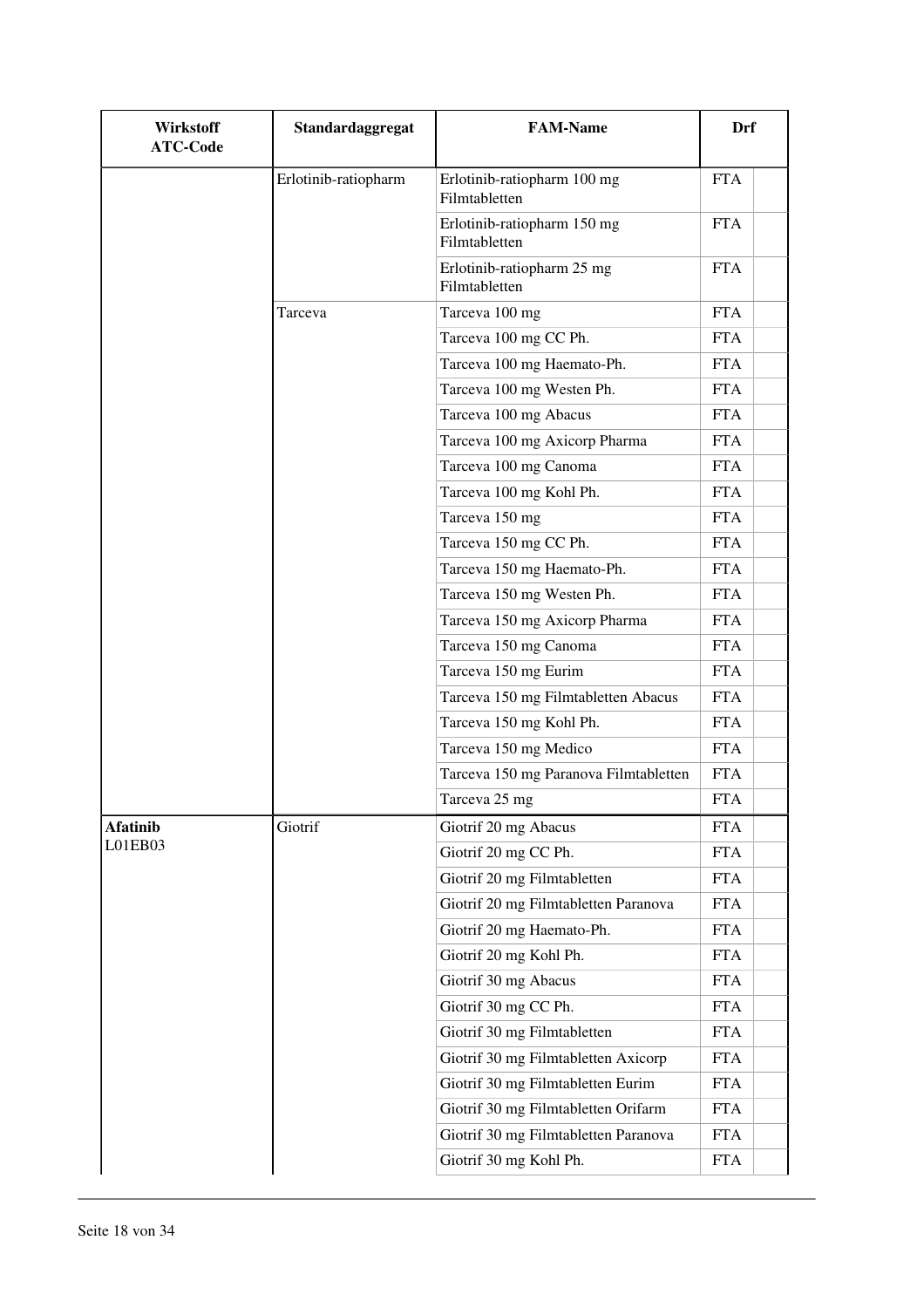| Wirkstoff ATC-Code | Standardaggregat | FAM-Name | Drf | |
|---|---|---|---|---|
| | Erlotinib-ratiopharm | Erlotinib-ratiopharm 100 mg Filmtabletten | FTA | |
| | | Erlotinib-ratiopharm 150 mg Filmtabletten | FTA | |
| | | Erlotinib-ratiopharm 25 mg Filmtabletten | FTA | |
| | Tarceva | Tarceva 100 mg | FTA | |
| | | Tarceva 100 mg CC Ph. | FTA | |
| | | Tarceva 100 mg Haemato-Ph. | FTA | |
| | | Tarceva 100 mg Westen Ph. | FTA | |
| | | Tarceva 100 mg Abacus | FTA | |
| | | Tarceva 100 mg Axicorp Pharma | FTA | |
| | | Tarceva 100 mg Canoma | FTA | |
| | | Tarceva 100 mg Kohl Ph. | FTA | |
| | | Tarceva 150 mg | FTA | |
| | | Tarceva 150 mg CC Ph. | FTA | |
| | | Tarceva 150 mg Haemato-Ph. | FTA | |
| | | Tarceva 150 mg Westen Ph. | FTA | |
| | | Tarceva 150 mg Axicorp Pharma | FTA | |
| | | Tarceva 150 mg Canoma | FTA | |
| | | Tarceva 150 mg Eurim | FTA | |
| | | Tarceva 150 mg Filmtabletten Abacus | FTA | |
| | | Tarceva 150 mg Kohl Ph. | FTA | |
| | | Tarceva 150 mg Medico | FTA | |
| | | Tarceva 150 mg Paranova Filmtabletten | FTA | |
| | | Tarceva 25 mg | FTA | |
| **Afatinib** L01EB03 | Giotrif | Giotrif 20 mg Abacus | FTA | |
| | | Giotrif 20 mg CC Ph. | FTA | |
| | | Giotrif 20 mg Filmtabletten | FTA | |
| | | Giotrif 20 mg Filmtabletten Paranova | FTA | |
| | | Giotrif 20 mg Haemato-Ph. | FTA | |
| | | Giotrif 20 mg Kohl Ph. | FTA | |
| | | Giotrif 30 mg Abacus | FTA | |
| | | Giotrif 30 mg CC Ph. | FTA | |
| | | Giotrif 30 mg Filmtabletten | FTA | |
| | | Giotrif 30 mg Filmtabletten Axicorp | FTA | |
| | | Giotrif 30 mg Filmtabletten Eurim | FTA | |
| | | Giotrif 30 mg Filmtabletten Orifarm | FTA | |
| | | Giotrif 30 mg Filmtabletten Paranova | FTA | |
| | | Giotrif 30 mg Kohl Ph. | FTA | |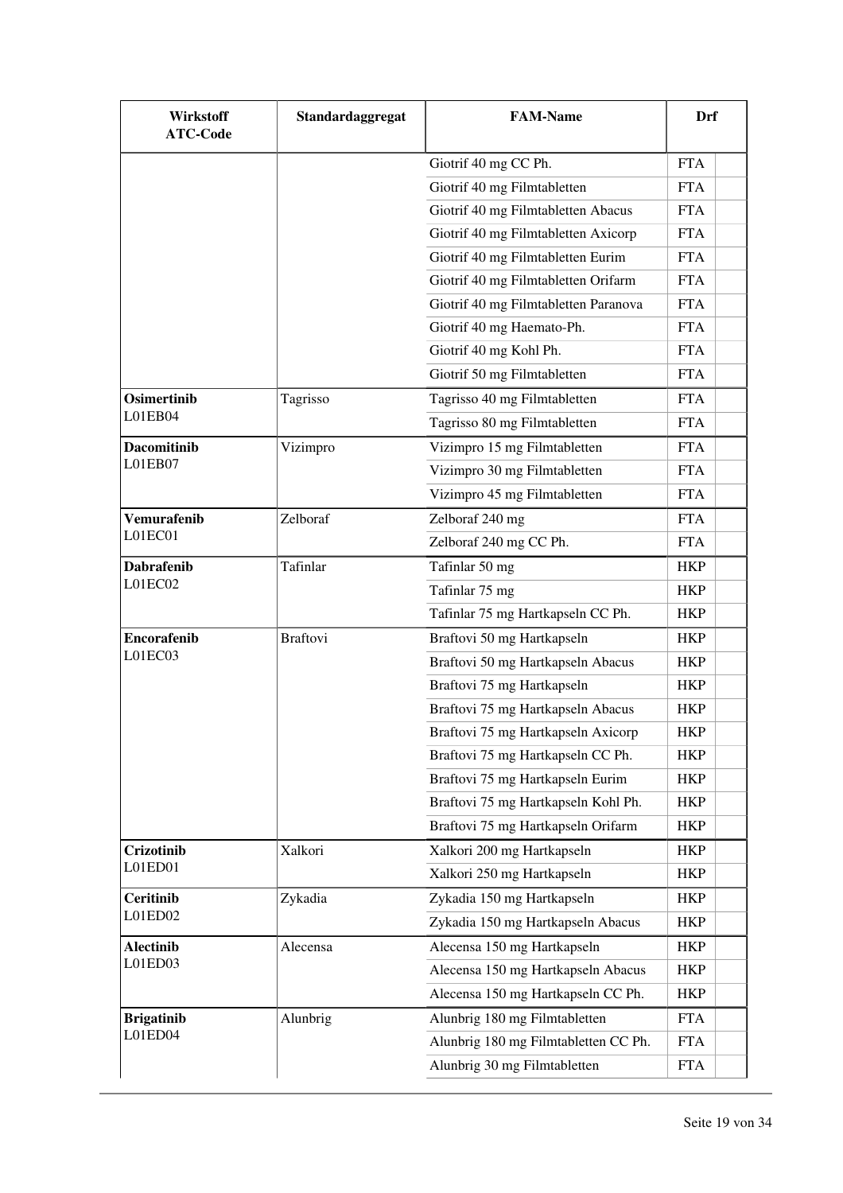| Wirkstoff ATC-Code | Standardaggregat | FAM-Name | Drf | |
|---|---|---|---|---|
| | | Giotrif 40 mg CC Ph. | FTA | |
| | | Giotrif 40 mg Filmtabletten | FTA | |
| | | Giotrif 40 mg Filmtabletten Abacus | FTA | |
| | | Giotrif 40 mg Filmtabletten Axicorp | FTA | |
| | | Giotrif 40 mg Filmtabletten Eurim | FTA | |
| | | Giotrif 40 mg Filmtabletten Orifarm | FTA | |
| | | Giotrif 40 mg Filmtabletten Paranova | FTA | |
| | | Giotrif 40 mg Haemato-Ph. | FTA | |
| | | Giotrif 40 mg Kohl Ph. | FTA | |
| | | Giotrif 50 mg Filmtabletten | FTA | |
| **Osimertinib** L01EB04 | Tagrisso | Tagrisso 40 mg Filmtabletten | FTA | |
| | | Tagrisso 80 mg Filmtabletten | FTA | |
| **Dacomitinib** L01EB07 | Vizimpro | Vizimpro 15 mg Filmtabletten | FTA | |
| | | Vizimpro 30 mg Filmtabletten | FTA | |
| | | Vizimpro 45 mg Filmtabletten | FTA | |
| **Vemurafenib** L01EC01 | Zelboraf | Zelboraf 240 mg | FTA | |
| | | Zelboraf 240 mg CC Ph. | FTA | |
| **Dabrafenib** L01EC02 | Tafinlar | Tafinlar 50 mg | HKP | |
| | | Tafinlar 75 mg | HKP | |
| | | Tafinlar 75 mg Hartkapseln CC Ph. | HKP | |
| **Encorafenib** L01EC03 | Braftovi | Braftovi 50 mg Hartkapseln | HKP | |
| | | Braftovi 50 mg Hartkapseln Abacus | HKP | |
| | | Braftovi 75 mg Hartkapseln | HKP | |
| | | Braftovi 75 mg Hartkapseln Abacus | HKP | |
| | | Braftovi 75 mg Hartkapseln Axicorp | HKP | |
| | | Braftovi 75 mg Hartkapseln CC Ph. | HKP | |
| | | Braftovi 75 mg Hartkapseln Eurim | HKP | |
| | | Braftovi 75 mg Hartkapseln Kohl Ph. | HKP | |
| | | Braftovi 75 mg Hartkapseln Orifarm | HKP | |
| **Crizotinib** L01ED01 | Xalkori | Xalkori 200 mg Hartkapseln | HKP | |
| | | Xalkori 250 mg Hartkapseln | HKP | |
| **Ceritinib** L01ED02 | Zykadia | Zykadia 150 mg Hartkapseln | HKP | |
| | | Zykadia 150 mg Hartkapseln Abacus | HKP | |
| **Alectinib** L01ED03 | Alecensa | Alecensa 150 mg Hartkapseln | HKP | |
| | | Alecensa 150 mg Hartkapseln Abacus | HKP | |
| | | Alecensa 150 mg Hartkapseln CC Ph. | HKP | |
| **Brigatinib** L01ED04 | Alunbrig | Alunbrig 180 mg Filmtabletten | FTA | |
| | | Alunbrig 180 mg Filmtabletten CC Ph. | FTA | |
| | | Alunbrig 30 mg Filmtabletten | FTA | |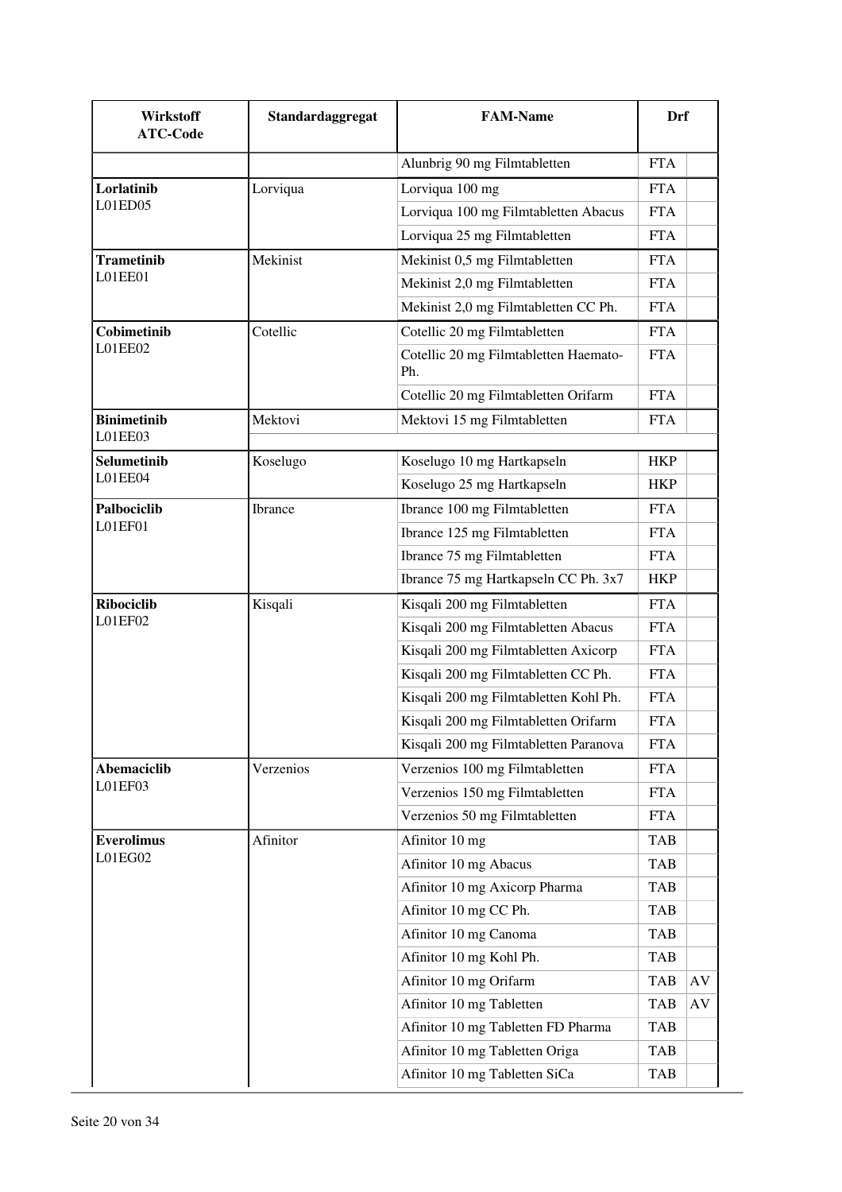| Wirkstoff ATC-Code | Standardaggregat | FAM-Name | Drf | |
|---|---|---|---|---|
| | | Alunbrig 90 mg Filmtabletten | FTA | |
| **Lorlatinib** L01ED05 | Lorviqua | Lorviqua 100 mg | FTA | |
| | | Lorviqua 100 mg Filmtabletten Abacus | FTA | |
| | | Lorviqua 25 mg Filmtabletten | FTA | |
| **Trametinib** L01EE01 | Mekinist | Mekinist 0,5 mg Filmtabletten | FTA | |
| | | Mekinist 2,0 mg Filmtabletten | FTA | |
| | | Mekinist 2,0 mg Filmtabletten CC Ph. | FTA | |
| **Cobimetinib** L01EE02 | Cotellic | Cotellic 20 mg Filmtabletten | FTA | |
| | | Cotellic 20 mg Filmtabletten Haemato-Ph. | FTA | |
| | | Cotellic 20 mg Filmtabletten Orifarm | FTA | |
| **Binimetinib** L01EE03 | Mektovi | Mektovi 15 mg Filmtabletten | FTA | |
| **Selumetinib** L01EE04 | Koselugo | Koselugo 10 mg Hartkapseln | HKP | |
| | | Koselugo 25 mg Hartkapseln | HKP | |
| **Palbociclib** L01EF01 | Ibrance | Ibrance 100 mg Filmtabletten | FTA | |
| | | Ibrance 125 mg Filmtabletten | FTA | |
| | | Ibrance 75 mg Filmtabletten | FTA | |
| | | Ibrance 75 mg Hartkapseln CC Ph. 3x7 | HKP | |
| **Ribociclib** L01EF02 | Kisqali | Kisqali 200 mg Filmtabletten | FTA | |
| | | Kisqali 200 mg Filmtabletten Abacus | FTA | |
| | | Kisqali 200 mg Filmtabletten Axicorp | FTA | |
| | | Kisqali 200 mg Filmtabletten CC Ph. | FTA | |
| | | Kisqali 200 mg Filmtabletten Kohl Ph. | FTA | |
| | | Kisqali 200 mg Filmtabletten Orifarm | FTA | |
| | | Kisqali 200 mg Filmtabletten Paranova | FTA | |
| **Abemaciclib** L01EF03 | Verzenios | Verzenios 100 mg Filmtabletten | FTA | |
| | | Verzenios 150 mg Filmtabletten | FTA | |
| | | Verzenios 50 mg Filmtabletten | FTA | |
| **Everolimus** L01EG02 | Afinitor | Afinitor 10 mg | TAB | |
| | | Afinitor 10 mg Abacus | TAB | |
| | | Afinitor 10 mg Axicorp Pharma | TAB | |
| | | Afinitor 10 mg CC Ph. | TAB | |
| | | Afinitor 10 mg Canoma | TAB | |
| | | Afinitor 10 mg Kohl Ph. | TAB | |
| | | Afinitor 10 mg Orifarm | TAB | AV |
| | | Afinitor 10 mg Tabletten | TAB | AV |
| | | Afinitor 10 mg Tabletten FD Pharma | TAB | |
| | | Afinitor 10 mg Tabletten Origa | TAB | |
| | | Afinitor 10 mg Tabletten SiCa | TAB | |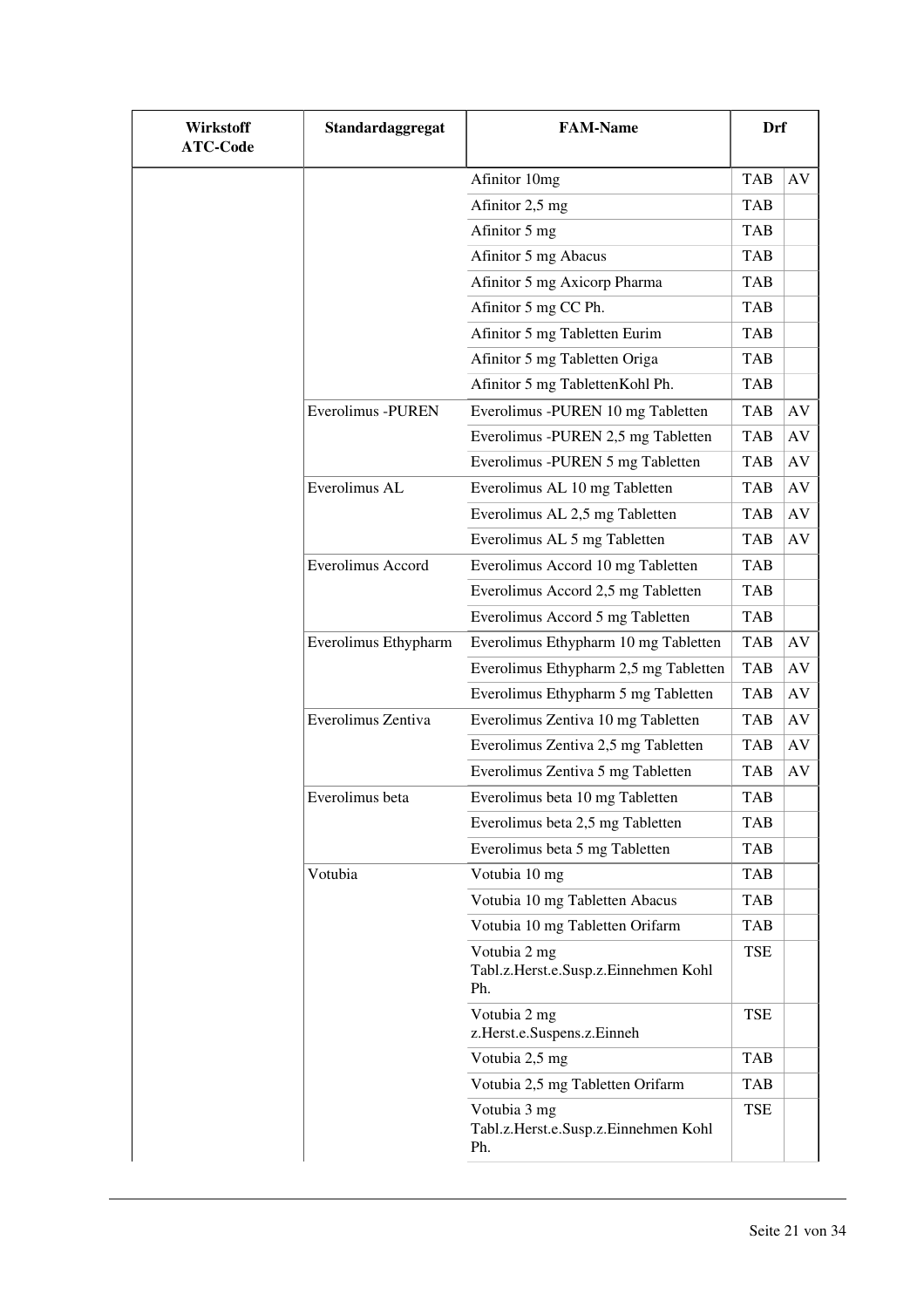| Wirkstoff ATC-Code | Standardaggregat | FAM-Name | Drf | |
|---|---|---|---|---|
| | | Afinitor 10mg | TAB | AV |
| | | Afinitor 2,5 mg | TAB | |
| | | Afinitor 5 mg | TAB | |
| | | Afinitor 5 mg Abacus | TAB | |
| | | Afinitor 5 mg Axicorp Pharma | TAB | |
| | | Afinitor 5 mg CC Ph. | TAB | |
| | | Afinitor 5 mg Tabletten Eurim | TAB | |
| | | Afinitor 5 mg Tabletten Origa | TAB | |
| | | Afinitor 5 mg TablettenKohl Ph. | TAB | |
| | Everolimus -PUREN | Everolimus -PUREN 10 mg Tabletten | TAB | AV |
| | | Everolimus -PUREN 2,5 mg Tabletten | TAB | AV |
| | | Everolimus -PUREN 5 mg Tabletten | TAB | AV |
| | Everolimus AL | Everolimus AL 10 mg Tabletten | TAB | AV |
| | | Everolimus AL 2,5 mg Tabletten | TAB | AV |
| | | Everolimus AL 5 mg Tabletten | TAB | AV |
| | Everolimus Accord | Everolimus Accord 10 mg Tabletten | TAB | |
| | | Everolimus Accord 2,5 mg Tabletten | TAB | |
| | | Everolimus Accord 5 mg Tabletten | TAB | |
| | Everolimus Ethypharm | Everolimus Ethypharm 10 mg Tabletten | TAB | AV |
| | | Everolimus Ethypharm 2,5 mg Tabletten | TAB | AV |
| | | Everolimus Ethypharm 5 mg Tabletten | TAB | AV |
| | Everolimus Zentiva | Everolimus Zentiva 10 mg Tabletten | TAB | AV |
| | | Everolimus Zentiva 2,5 mg Tabletten | TAB | AV |
| | | Everolimus Zentiva 5 mg Tabletten | TAB | AV |
| | Everolimus beta | Everolimus beta 10 mg Tabletten | TAB | |
| | | Everolimus beta 2,5 mg Tabletten | TAB | |
| | | Everolimus beta 5 mg Tabletten | TAB | |
| | Votubia | Votubia 10 mg | TAB | |
| | | Votubia 10 mg Tabletten Abacus | TAB | |
| | | Votubia 10 mg Tabletten Orifarm | TAB | |
| | | Votubia 2 mg Tabl.z.Herst.e.Susp.z.Einnehmen Kohl Ph. | TSE | |
| | | Votubia 2 mg z.Herst.e.Suspens.z.Einneh | TSE | |
| | | Votubia 2,5 mg | TAB | |
| | | Votubia 2,5 mg Tabletten Orifarm | TAB | |
| | | Votubia 3 mg Tabl.z.Herst.e.Susp.z.Einnehmen Kohl Ph. | TSE | |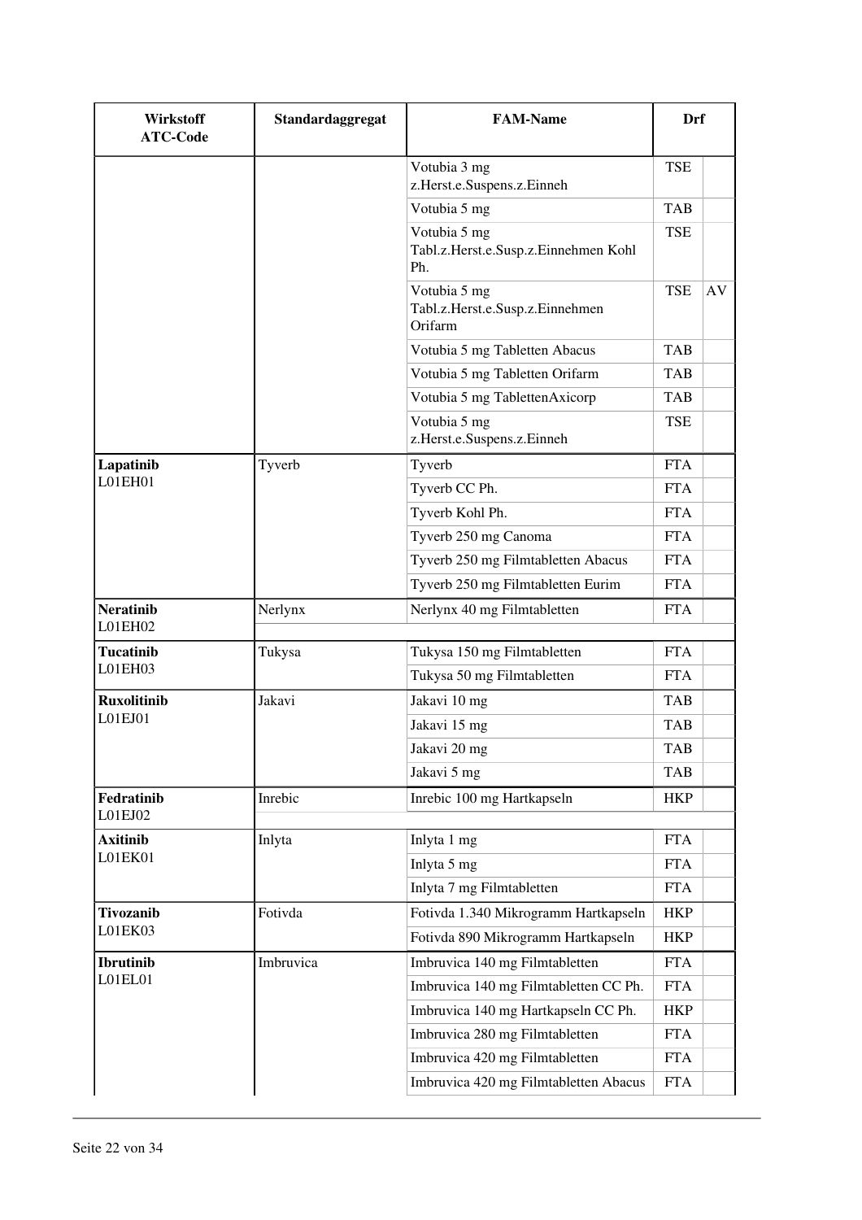| Wirkstoff ATC-Code | Standardaggregat | FAM-Name | Drf | |
|---|---|---|---|---|
| | | Votubia 3 mg z.Herst.e.Suspens.z.Einneh | TSE | |
| | | Votubia 5 mg | TAB | |
| | | Votubia 5 mg Tabl.z.Herst.e.Susp.z.Einnehmen Kohl Ph. | TSE | |
| | | Votubia 5 mg Tabl.z.Herst.e.Susp.z.Einnehmen Orifarm | TSE | AV |
| | | Votubia 5 mg Tabletten Abacus | TAB | |
| | | Votubia 5 mg Tabletten Orifarm | TAB | |
| | | Votubia 5 mg TablettenAxicorp | TAB | |
| | | Votubia 5 mg z.Herst.e.Suspens.z.Einneh | TSE | |
| **Lapatinib** L01EH01 | Tyverb | Tyverb | FTA | |
| | | Tyverb CC Ph. | FTA | |
| | | Tyverb Kohl Ph. | FTA | |
| | | Tyverb 250 mg Canoma | FTA | |
| | | Tyverb 250 mg Filmtabletten Abacus | FTA | |
| | | Tyverb 250 mg Filmtabletten Eurim | FTA | |
| **Neratinib** L01EH02 | Nerlynx | Nerlynx 40 mg Filmtabletten | FTA | |
| **Tucatinib** L01EH03 | Tukysa | Tukysa 150 mg Filmtabletten | FTA | |
| | | Tukysa 50 mg Filmtabletten | FTA | |
| **Ruxolitinib** L01EJ01 | Jakavi | Jakavi 10 mg | TAB | |
| | | Jakavi 15 mg | TAB | |
| | | Jakavi 20 mg | TAB | |
| | | Jakavi 5 mg | TAB | |
| **Fedratinib** L01EJ02 | Inrebic | Inrebic 100 mg Hartkapseln | HKP | |
| **Axitinib** L01EK01 | Inlyta | Inlyta 1 mg | FTA | |
| | | Inlyta 5 mg | FTA | |
| | | Inlyta 7 mg Filmtabletten | FTA | |
| **Tivozanib** L01EK03 | Fotivda | Fotivda 1.340 Mikrogramm Hartkapseln | HKP | |
| | | Fotivda 890 Mikrogramm Hartkapseln | HKP | |
| **Ibrutinib** L01EL01 | Imbruvica | Imbruvica 140 mg Filmtabletten | FTA | |
| | | Imbruvica 140 mg Filmtabletten CC Ph. | FTA | |
| | | Imbruvica 140 mg Hartkapseln CC Ph. | HKP | |
| | | Imbruvica 280 mg Filmtabletten | FTA | |
| | | Imbruvica 420 mg Filmtabletten | FTA | |
| | | Imbruvica 420 mg Filmtabletten Abacus | FTA | |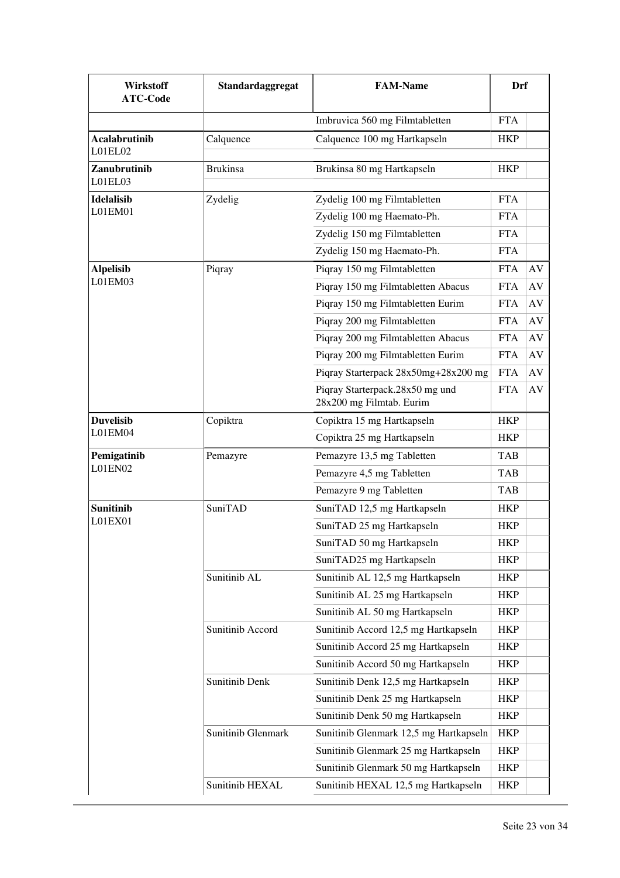| Wirkstoff ATC-Code | Standardaggregat | FAM-Name | Drf | |
|---|---|---|---|---|
| | | Imbruvica 560 mg Filmtabletten | FTA | |
| **Acalabrutinib** L01EL02 | Calquence | Calquence 100 mg Hartkapseln | HKP | |
| **Zanubrutinib** L01EL03 | Brukinsa | Brukinsa 80 mg Hartkapseln | HKP | |
| **Idelalisib** L01EM01 | Zydelig | Zydelig 100 mg Filmtabletten | FTA | |
| | | Zydelig 100 mg Haemato-Ph. | FTA | |
| | | Zydelig 150 mg Filmtabletten | FTA | |
| | | Zydelig 150 mg Haemato-Ph. | FTA | |
| **Alpelisib** L01EM03 | Piqray | Piqray 150 mg Filmtabletten | FTA | AV |
| | | Piqray 150 mg Filmtabletten Abacus | FTA | AV |
| | | Piqray 150 mg Filmtabletten Eurim | FTA | AV |
| | | Piqray 200 mg Filmtabletten | FTA | AV |
| | | Piqray 200 mg Filmtabletten Abacus | FTA | AV |
| | | Piqray 200 mg Filmtabletten Eurim | FTA | AV |
| | | Piqray Starterpack 28x50mg+28x200 mg | FTA | AV |
| | | Piqray Starterpack.28x50 mg und 28x200 mg Filmtab. Eurim | FTA | AV |
| **Duvelisib** L01EM04 | Copiktra | Copiktra 15 mg Hartkapseln | HKP | |
| | | Copiktra 25 mg Hartkapseln | HKP | |
| **Pemigatinib** L01EN02 | Pemazyre | Pemazyre 13,5 mg Tabletten | TAB | |
| | | Pemazyre 4,5 mg Tabletten | TAB | |
| | | Pemazyre 9 mg Tabletten | TAB | |
| **Sunitinib** L01EX01 | SuniTAD | SuniTAD 12,5 mg Hartkapseln | HKP | |
| | | SuniTAD 25 mg Hartkapseln | HKP | |
| | | SuniTAD 50 mg Hartkapseln | HKP | |
| | | SuniTAD25 mg Hartkapseln | HKP | |
| | Sunitinib AL | Sunitinib AL 12,5 mg Hartkapseln | HKP | |
| | | Sunitinib AL 25 mg Hartkapseln | HKP | |
| | | Sunitinib AL 50 mg Hartkapseln | HKP | |
| | Sunitinib Accord | Sunitinib Accord 12,5 mg Hartkapseln | HKP | |
| | | Sunitinib Accord 25 mg Hartkapseln | HKP | |
| | | Sunitinib Accord 50 mg Hartkapseln | HKP | |
| | Sunitinib Denk | Sunitinib Denk 12,5 mg Hartkapseln | HKP | |
| | | Sunitinib Denk 25 mg Hartkapseln | HKP | |
| | | Sunitinib Denk 50 mg Hartkapseln | HKP | |
| | Sunitinib Glenmark | Sunitinib Glenmark 12,5 mg Hartkapseln | HKP | |
| | | Sunitinib Glenmark 25 mg Hartkapseln | HKP | |
| | | Sunitinib Glenmark 50 mg Hartkapseln | HKP | |
| | Sunitinib HEXAL | Sunitinib HEXAL 12,5 mg Hartkapseln | HKP | |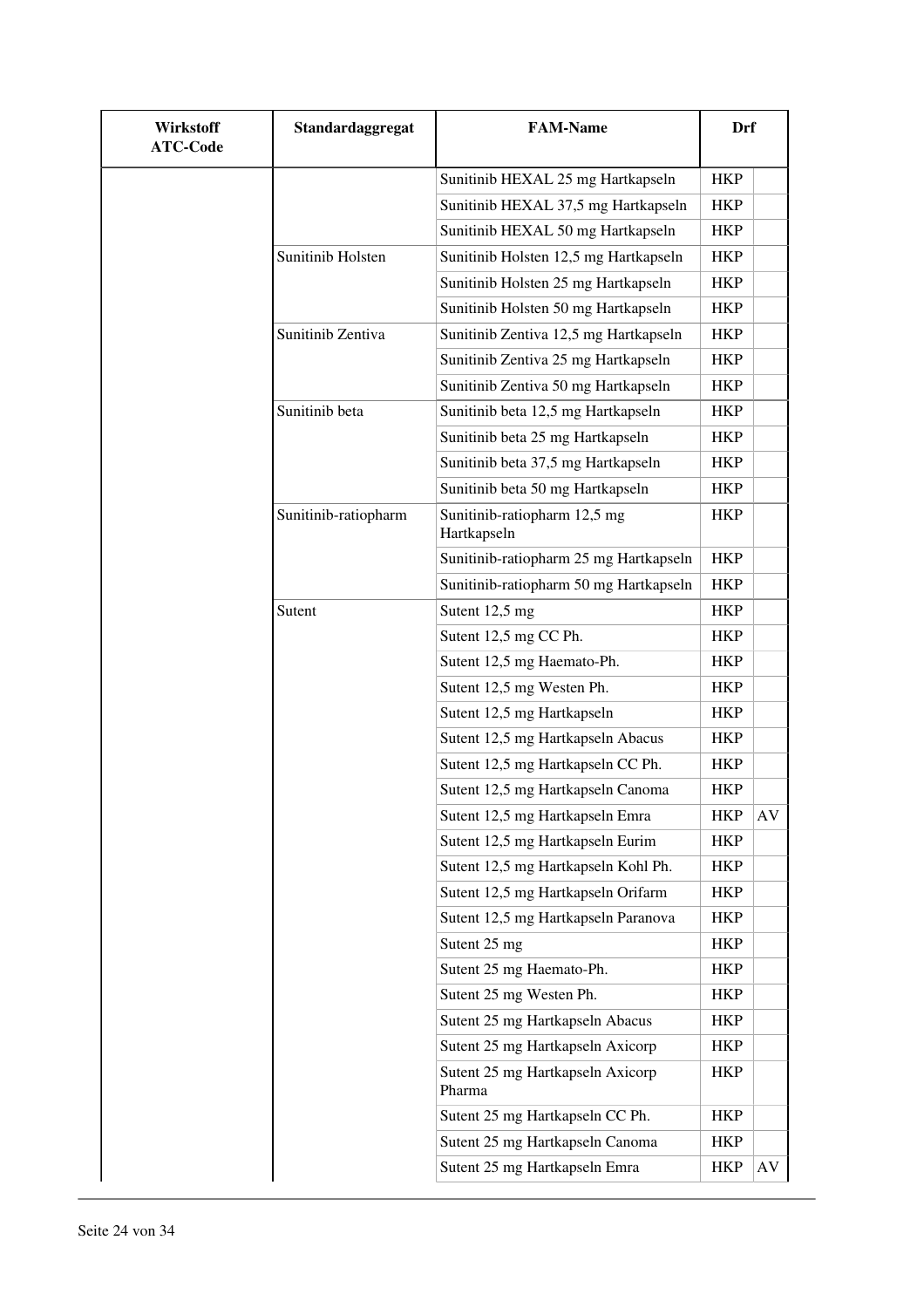| Wirkstoff ATC-Code | Standardaggregat | FAM-Name | Drf | |
|---|---|---|---|---|
| | | Sunitinib HEXAL 25 mg Hartkapseln | HKP | |
| | | Sunitinib HEXAL 37,5 mg Hartkapseln | HKP | |
| | | Sunitinib HEXAL 50 mg Hartkapseln | HKP | |
| | Sunitinib Holsten | Sunitinib Holsten 12,5 mg Hartkapseln | HKP | |
| | | Sunitinib Holsten 25 mg Hartkapseln | HKP | |
| | | Sunitinib Holsten 50 mg Hartkapseln | HKP | |
| | Sunitinib Zentiva | Sunitinib Zentiva 12,5 mg Hartkapseln | HKP | |
| | | Sunitinib Zentiva 25 mg Hartkapseln | HKP | |
| | | Sunitinib Zentiva 50 mg Hartkapseln | HKP | |
| | Sunitinib beta | Sunitinib beta 12,5 mg Hartkapseln | HKP | |
| | | Sunitinib beta 25 mg Hartkapseln | HKP | |
| | | Sunitinib beta 37,5 mg Hartkapseln | HKP | |
| | | Sunitinib beta 50 mg Hartkapseln | HKP | |
| | Sunitinib-ratiopharm | Sunitinib-ratiopharm 12,5 mg Hartkapseln | HKP | |
| | | Sunitinib-ratiopharm 25 mg Hartkapseln | HKP | |
| | | Sunitinib-ratiopharm 50 mg Hartkapseln | HKP | |
| | Sutent | Sutent 12,5 mg | HKP | |
| | | Sutent 12,5 mg CC Ph. | HKP | |
| | | Sutent 12,5 mg Haemato-Ph. | HKP | |
| | | Sutent 12,5 mg Westen Ph. | HKP | |
| | | Sutent 12,5 mg Hartkapseln | HKP | |
| | | Sutent 12,5 mg Hartkapseln Abacus | HKP | |
| | | Sutent 12,5 mg Hartkapseln CC Ph. | HKP | |
| | | Sutent 12,5 mg Hartkapseln Canoma | HKP | |
| | | Sutent 12,5 mg Hartkapseln Emra | HKP | AV |
| | | Sutent 12,5 mg Hartkapseln Eurim | HKP | |
| | | Sutent 12,5 mg Hartkapseln Kohl Ph. | HKP | |
| | | Sutent 12,5 mg Hartkapseln Orifarm | HKP | |
| | | Sutent 12,5 mg Hartkapseln Paranova | HKP | |
| | | Sutent 25 mg | HKP | |
| | | Sutent 25 mg Haemato-Ph. | HKP | |
| | | Sutent 25 mg Westen Ph. | HKP | |
| | | Sutent 25 mg Hartkapseln Abacus | HKP | |
| | | Sutent 25 mg Hartkapseln Axicorp | HKP | |
| | | Sutent 25 mg Hartkapseln Axicorp Pharma | HKP | |
| | | Sutent 25 mg Hartkapseln CC Ph. | HKP | |
| | | Sutent 25 mg Hartkapseln Canoma | HKP | |
| | | Sutent 25 mg Hartkapseln Emra | HKP | AV |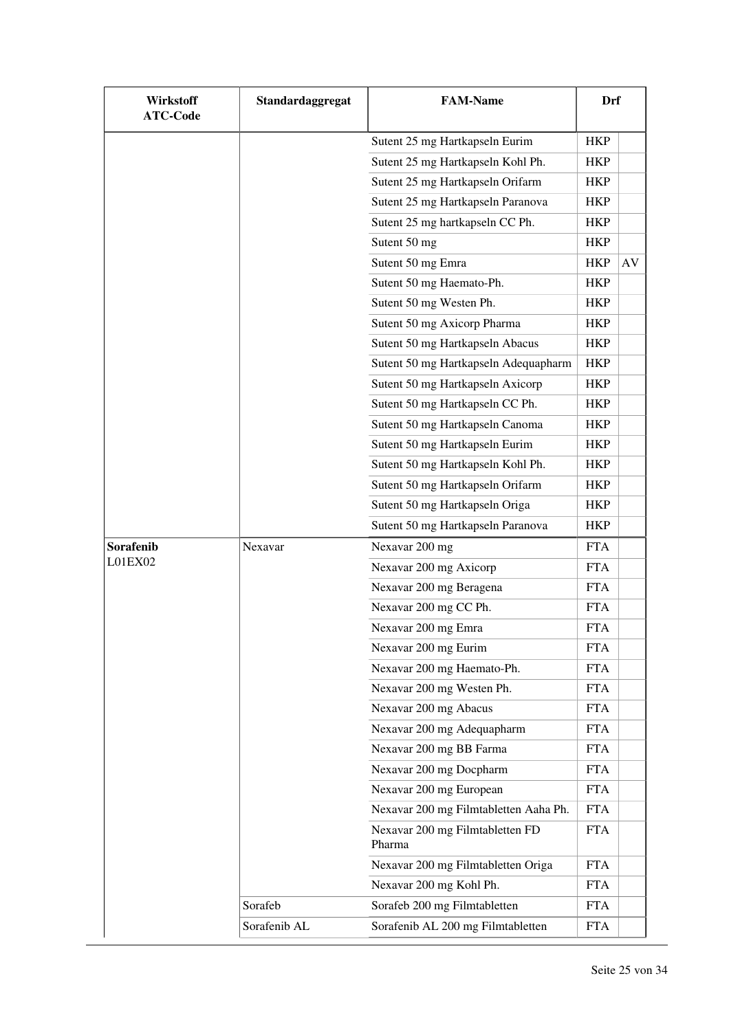| Wirkstoff ATC-Code | Standardaggregat | FAM-Name | Drf | |
|---|---|---|---|---|
| | | Sutent 25 mg Hartkapseln Eurim | HKP | |
| | | Sutent 25 mg Hartkapseln Kohl Ph. | HKP | |
| | | Sutent 25 mg Hartkapseln Orifarm | HKP | |
| | | Sutent 25 mg Hartkapseln Paranova | HKP | |
| | | Sutent 25 mg hartkapseln CC Ph. | HKP | |
| | | Sutent 50 mg | HKP | |
| | | Sutent 50 mg Emra | HKP | AV |
| | | Sutent 50 mg Haemato-Ph. | HKP | |
| | | Sutent 50 mg Westen Ph. | HKP | |
| | | Sutent 50 mg Axicorp Pharma | HKP | |
| | | Sutent 50 mg Hartkapseln Abacus | HKP | |
| | | Sutent 50 mg Hartkapseln Adequapharm | HKP | |
| | | Sutent 50 mg Hartkapseln Axicorp | HKP | |
| | | Sutent 50 mg Hartkapseln CC Ph. | HKP | |
| | | Sutent 50 mg Hartkapseln Canoma | HKP | |
| | | Sutent 50 mg Hartkapseln Eurim | HKP | |
| | | Sutent 50 mg Hartkapseln Kohl Ph. | HKP | |
| | | Sutent 50 mg Hartkapseln Orifarm | HKP | |
| | | Sutent 50 mg Hartkapseln Origa | HKP | |
| | | Sutent 50 mg Hartkapseln Paranova | HKP | |
| **Sorafenib** L01EX02 | Nexavar | Nexavar 200 mg | FTA | |
| | | Nexavar 200 mg Axicorp | FTA | |
| | | Nexavar 200 mg Beragena | FTA | |
| | | Nexavar 200 mg CC Ph. | FTA | |
| | | Nexavar 200 mg Emra | FTA | |
| | | Nexavar 200 mg Eurim | FTA | |
| | | Nexavar 200 mg Haemato-Ph. | FTA | |
| | | Nexavar 200 mg Westen Ph. | FTA | |
| | | Nexavar 200 mg Abacus | FTA | |
| | | Nexavar 200 mg Adequapharm | FTA | |
| | | Nexavar 200 mg BB Farma | FTA | |
| | | Nexavar 200 mg Docpharm | FTA | |
| | | Nexavar 200 mg European | FTA | |
| | | Nexavar 200 mg Filmtabletten Aaha Ph. | FTA | |
| | | Nexavar 200 mg Filmtabletten FD Pharma | FTA | |
| | | Nexavar 200 mg Filmtabletten Origa | FTA | |
| | | Nexavar 200 mg Kohl Ph. | FTA | |
| | Sorafeb | Sorafeb 200 mg Filmtabletten | FTA | |
| | Sorafenib AL | Sorafenib AL 200 mg Filmtabletten | FTA | |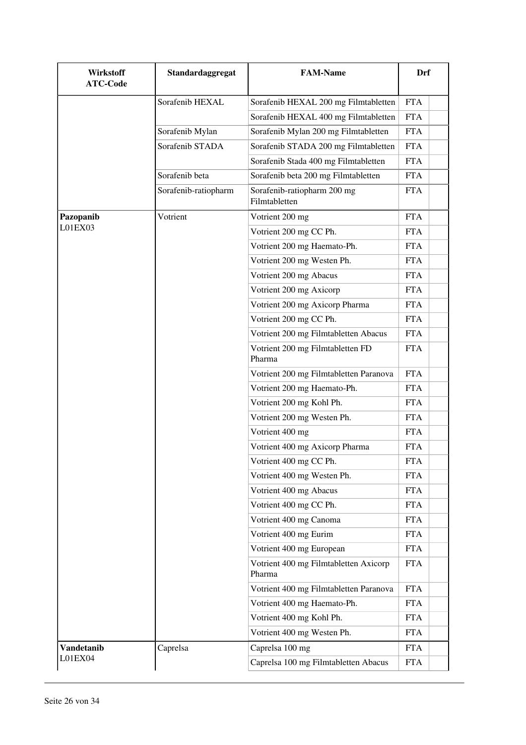| Wirkstoff ATC-Code | Standardaggregat | FAM-Name | Drf | |
|---|---|---|---|---|
| | Sorafenib HEXAL | Sorafenib HEXAL 200 mg Filmtabletten | FTA | |
| | | Sorafenib HEXAL 400 mg Filmtabletten | FTA | |
| | Sorafenib Mylan | Sorafenib Mylan 200 mg Filmtabletten | FTA | |
| | Sorafenib STADA | Sorafenib STADA 200 mg Filmtabletten | FTA | |
| | | Sorafenib Stada 400 mg Filmtabletten | FTA | |
| | Sorafenib beta | Sorafenib beta 200 mg Filmtabletten | FTA | |
| | Sorafenib-ratiopharm | Sorafenib-ratiopharm 200 mg Filmtabletten | FTA | |
| **Pazopanib** L01EX03 | Votrient | Votrient 200 mg | FTA | |
| | | Votrient 200 mg CC Ph. | FTA | |
| | | Votrient 200 mg Haemato-Ph. | FTA | |
| | | Votrient 200 mg Westen Ph. | FTA | |
| | | Votrient 200 mg Abacus | FTA | |
| | | Votrient 200 mg Axicorp | FTA | |
| | | Votrient 200 mg Axicorp Pharma | FTA | |
| | | Votrient 200 mg CC Ph. | FTA | |
| | | Votrient 200 mg Filmtabletten Abacus | FTA | |
| | | Votrient 200 mg Filmtabletten FD Pharma | FTA | |
| | | Votrient 200 mg Filmtabletten Paranova | FTA | |
| | | Votrient 200 mg Haemato-Ph. | FTA | |
| | | Votrient 200 mg Kohl Ph. | FTA | |
| | | Votrient 200 mg Westen Ph. | FTA | |
| | | Votrient 400 mg | FTA | |
| | | Votrient 400 mg Axicorp Pharma | FTA | |
| | | Votrient 400 mg CC Ph. | FTA | |
| | | Votrient 400 mg Westen Ph. | FTA | |
| | | Votrient 400 mg Abacus | FTA | |
| | | Votrient 400 mg CC Ph. | FTA | |
| | | Votrient 400 mg Canoma | FTA | |
| | | Votrient 400 mg Eurim | FTA | |
| | | Votrient 400 mg European | FTA | |
| | | Votrient 400 mg Filmtabletten Axicorp Pharma | FTA | |
| | | Votrient 400 mg Filmtabletten Paranova | FTA | |
| | | Votrient 400 mg Haemato-Ph. | FTA | |
| | | Votrient 400 mg Kohl Ph. | FTA | |
| | | Votrient 400 mg Westen Ph. | FTA | |
| **Vandetanib** L01EX04 | Caprelsa | Caprelsa 100 mg | FTA | |
| | | Caprelsa 100 mg Filmtabletten Abacus | FTA | |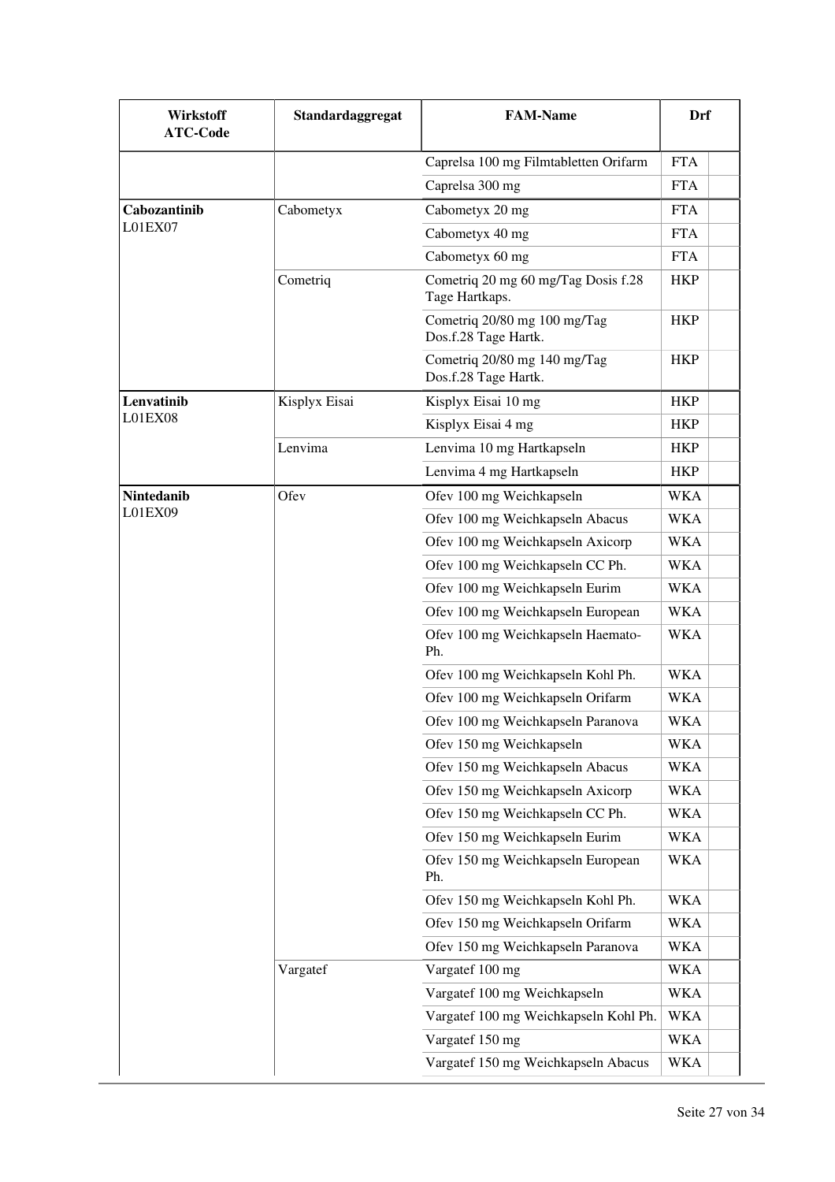| Wirkstoff ATC-Code | Standardaggregat | FAM-Name | Drf | |
|---|---|---|---|---|
| | | Caprelsa 100 mg Filmtabletten Orifarm | FTA | |
| | | Caprelsa 300 mg | FTA | |
| **Cabozantinib** L01EX07 | Cabometyx | Cabometyx 20 mg | FTA | |
| | | Cabometyx 40 mg | FTA | |
| | | Cabometyx 60 mg | FTA | |
| | Cometriq | Cometriq 20 mg 60 mg/Tag Dosis f.28 Tage Hartkaps. | HKP | |
| | | Cometriq 20/80 mg 100 mg/Tag Dos.f.28 Tage Hartk. | HKP | |
| | | Cometriq 20/80 mg 140 mg/Tag Dos.f.28 Tage Hartk. | HKP | |
| **Lenvatinib** L01EX08 | Kisplyx Eisai | Kisplyx Eisai 10 mg | HKP | |
| | | Kisplyx Eisai 4 mg | HKP | |
| | Lenvima | Lenvima 10 mg Hartkapseln | HKP | |
| | | Lenvima 4 mg Hartkapseln | HKP | |
| **Nintedanib** L01EX09 | Ofev | Ofev 100 mg Weichkapseln | WKA | |
| | | Ofev 100 mg Weichkapseln Abacus | WKA | |
| | | Ofev 100 mg Weichkapseln Axicorp | WKA | |
| | | Ofev 100 mg Weichkapseln CC Ph. | WKA | |
| | | Ofev 100 mg Weichkapseln Eurim | WKA | |
| | | Ofev 100 mg Weichkapseln European | WKA | |
| | | Ofev 100 mg Weichkapseln Haemato-Ph. | WKA | |
| | | Ofev 100 mg Weichkapseln Kohl Ph. | WKA | |
| | | Ofev 100 mg Weichkapseln Orifarm | WKA | |
| | | Ofev 100 mg Weichkapseln Paranova | WKA | |
| | | Ofev 150 mg Weichkapseln | WKA | |
| | | Ofev 150 mg Weichkapseln Abacus | WKA | |
| | | Ofev 150 mg Weichkapseln Axicorp | WKA | |
| | | Ofev 150 mg Weichkapseln CC Ph. | WKA | |
| | | Ofev 150 mg Weichkapseln Eurim | WKA | |
| | | Ofev 150 mg Weichkapseln European Ph. | WKA | |
| | | Ofev 150 mg Weichkapseln Kohl Ph. | WKA | |
| | | Ofev 150 mg Weichkapseln Orifarm | WKA | |
| | | Ofev 150 mg Weichkapseln Paranova | WKA | |
| | Vargatef | Vargatef 100 mg | WKA | |
| | | Vargatef 100 mg Weichkapseln | WKA | |
| | | Vargatef 100 mg Weichkapseln Kohl Ph. | WKA | |
| | | Vargatef 150 mg | WKA | |
| | | Vargatef 150 mg Weichkapseln Abacus | WKA | |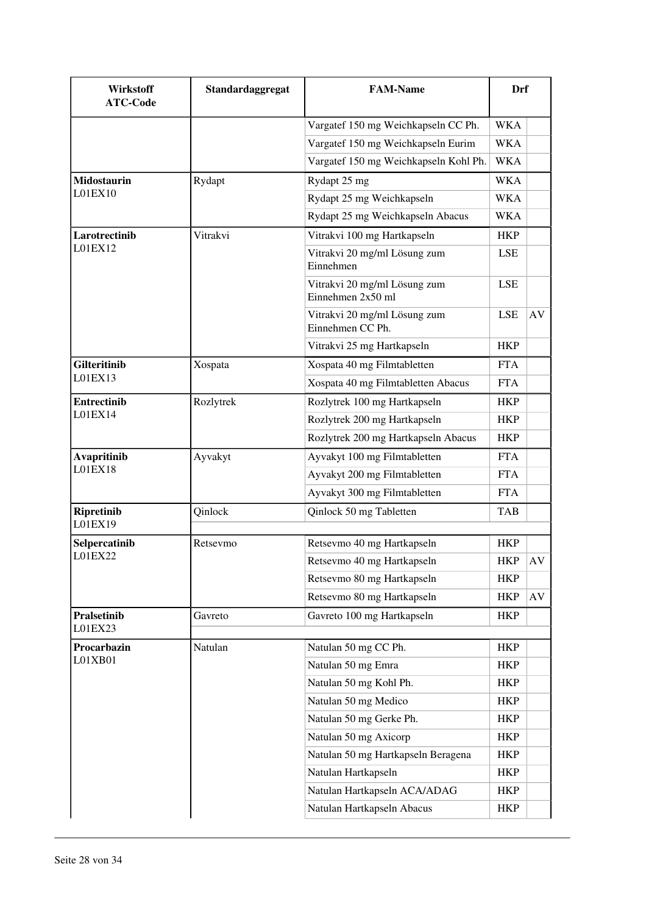| Wirkstoff ATC-Code | Standardaggregat | FAM-Name | Drf | |
|---|---|---|---|---|
| | | Vargatef 150 mg Weichkapseln CC Ph. | WKA | |
| | | Vargatef 150 mg Weichkapseln Eurim | WKA | |
| | | Vargatef 150 mg Weichkapseln Kohl Ph. | WKA | |
| **Midostaurin** L01EX10 | Rydapt | Rydapt 25 mg | WKA | |
| | | Rydapt 25 mg Weichkapseln | WKA | |
| | | Rydapt 25 mg Weichkapseln Abacus | WKA | |
| **Larotrectinib** L01EX12 | Vitrakvi | Vitrakvi 100 mg Hartkapseln | HKP | |
| | | Vitrakvi 20 mg/ml Lösung zum Einnehmen | LSE | |
| | | Vitrakvi 20 mg/ml Lösung zum Einnehmen 2x50 ml | LSE | |
| | | Vitrakvi 20 mg/ml Lösung zum Einnehmen CC Ph. | LSE | AV |
| | | Vitrakvi 25 mg Hartkapseln | HKP | |
| **Gilteritinib** L01EX13 | Xospata | Xospata 40 mg Filmtabletten | FTA | |
| | | Xospata 40 mg Filmtabletten Abacus | FTA | |
| **Entrectinib** L01EX14 | Rozlytrek | Rozlytrek 100 mg Hartkapseln | HKP | |
| | | Rozlytrek 200 mg Hartkapseln | HKP | |
| | | Rozlytrek 200 mg Hartkapseln Abacus | HKP | |
| **Avapritinib** L01EX18 | Ayvakyt | Ayvakyt 100 mg Filmtabletten | FTA | |
| | | Ayvakyt 200 mg Filmtabletten | FTA | |
| | | Ayvakyt 300 mg Filmtabletten | FTA | |
| **Ripretinib** L01EX19 | Qinlock | Qinlock 50 mg Tabletten | TAB | |
| **Selpercatinib** L01EX22 | Retsevmo | Retsevmo 40 mg Hartkapseln | HKP | |
| | | Retsevmo 40 mg Hartkapseln | HKP | AV |
| | | Retsevmo 80 mg Hartkapseln | HKP | |
| | | Retsevmo 80 mg Hartkapseln | HKP | AV |
| **Pralsetinib** L01EX23 | Gavreto | Gavreto 100 mg Hartkapseln | HKP | |
| **Procarbazin** L01XB01 | Natulan | Natulan 50 mg CC Ph. | HKP | |
| | | Natulan 50 mg Emra | HKP | |
| | | Natulan 50 mg Kohl Ph. | HKP | |
| | | Natulan 50 mg Medico | HKP | |
| | | Natulan 50 mg Gerke Ph. | HKP | |
| | | Natulan 50 mg Axicorp | HKP | |
| | | Natulan 50 mg Hartkapseln Beragena | HKP | |
| | | Natulan Hartkapseln | HKP | |
| | | Natulan Hartkapseln ACA/ADAG | HKP | |
| | | Natulan Hartkapseln Abacus | HKP | |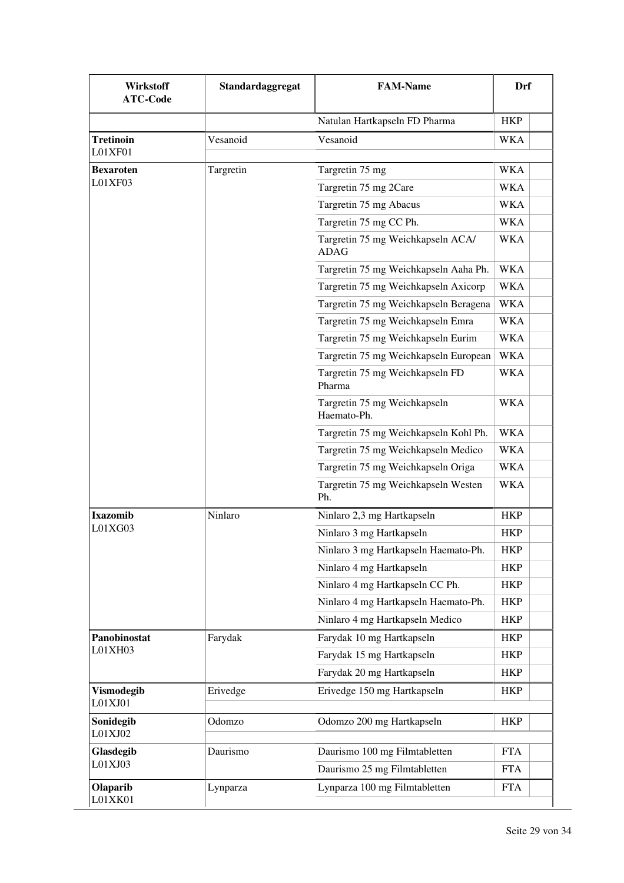| Wirkstoff ATC-Code | Standardaggregat | FAM-Name | Drf | |
|---|---|---|---|---|
| | | Natulan Hartkapseln FD Pharma | HKP | |
| **Tretinoin** L01XF01 | Vesanoid | Vesanoid | WKA | |
| **Bexaroten** L01XF03 | Targretin | Targretin 75 mg | WKA | |
| | | Targretin 75 mg 2Care | WKA | |
| | | Targretin 75 mg Abacus | WKA | |
| | | Targretin 75 mg CC Ph. | WKA | |
| | | Targretin 75 mg Weichkapseln ACA/ ADAG | WKA | |
| | | Targretin 75 mg Weichkapseln Aaha Ph. | WKA | |
| | | Targretin 75 mg Weichkapseln Axicorp | WKA | |
| | | Targretin 75 mg Weichkapseln Beragena | WKA | |
| | | Targretin 75 mg Weichkapseln Emra | WKA | |
| | | Targretin 75 mg Weichkapseln Eurim | WKA | |
| | | Targretin 75 mg Weichkapseln European | WKA | |
| | | Targretin 75 mg Weichkapseln FD Pharma | WKA | |
| | | Targretin 75 mg Weichkapseln Haemato-Ph. | WKA | |
| | | Targretin 75 mg Weichkapseln Kohl Ph. | WKA | |
| | | Targretin 75 mg Weichkapseln Medico | WKA | |
| | | Targretin 75 mg Weichkapseln Origa | WKA | |
| | | Targretin 75 mg Weichkapseln Westen Ph. | WKA | |
| **Ixazomib** L01XG03 | Ninlaro | Ninlaro 2,3 mg Hartkapseln | HKP | |
| | | Ninlaro 3 mg Hartkapseln | HKP | |
| | | Ninlaro 3 mg Hartkapseln Haemato-Ph. | HKP | |
| | | Ninlaro 4 mg Hartkapseln | HKP | |
| | | Ninlaro 4 mg Hartkapseln CC Ph. | HKP | |
| | | Ninlaro 4 mg Hartkapseln Haemato-Ph. | HKP | |
| | | Ninlaro 4 mg Hartkapseln Medico | HKP | |
| **Panobinostat** L01XH03 | Farydak | Farydak 10 mg Hartkapseln | HKP | |
| | | Farydak 15 mg Hartkapseln | HKP | |
| | | Farydak 20 mg Hartkapseln | HKP | |
| **Vismodegib** L01XJ01 | Erivedge | Erivedge 150 mg Hartkapseln | HKP | |
| **Sonidegib** L01XJ02 | Odomzo | Odomzo 200 mg Hartkapseln | HKP | |
| **Glasdegib** L01XJ03 | Daurismo | Daurismo 100 mg Filmtabletten | FTA | |
| | | Daurismo 25 mg Filmtabletten | FTA | |
| **Olaparib** L01XK01 | Lynparza | Lynparza 100 mg Filmtabletten | FTA | |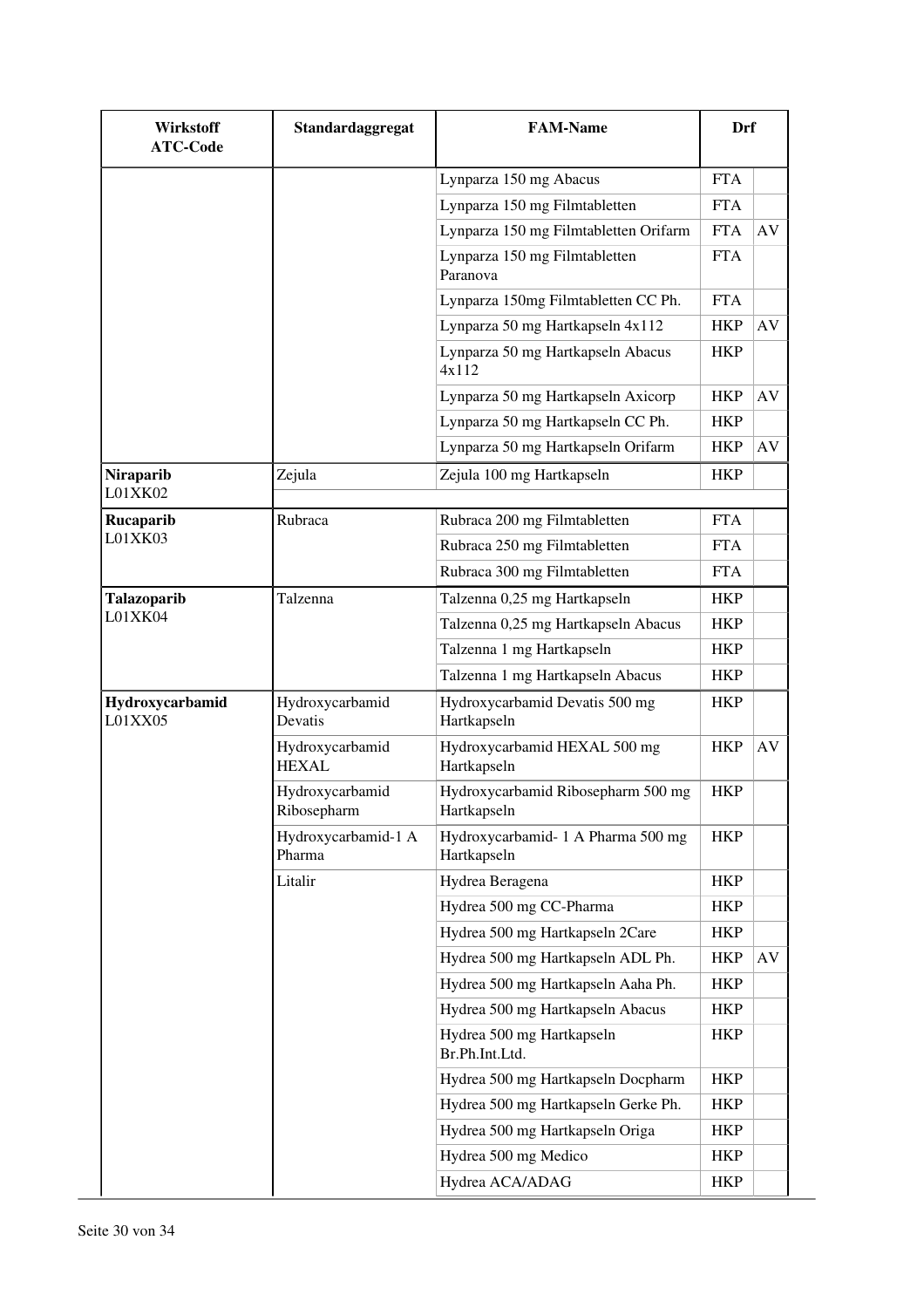| Wirkstoff ATC-Code | Standardaggregat | FAM-Name | Drf | |
|---|---|---|---|---|
| | | Lynparza 150 mg Abacus | FTA | |
| | | Lynparza 150 mg Filmtabletten | FTA | |
| | | Lynparza 150 mg Filmtabletten Orifarm | FTA | AV |
| | | Lynparza 150 mg Filmtabletten Paranova | FTA | |
| | | Lynparza 150mg Filmtabletten CC Ph. | FTA | |
| | | Lynparza 50 mg Hartkapseln 4x112 | HKP | AV |
| | | Lynparza 50 mg Hartkapseln Abacus 4x112 | HKP | |
| | | Lynparza 50 mg Hartkapseln Axicorp | HKP | AV |
| | | Lynparza 50 mg Hartkapseln CC Ph. | HKP | |
| | | Lynparza 50 mg Hartkapseln Orifarm | HKP | AV |
| **Niraparib** L01XK02 | Zejula | Zejula 100 mg Hartkapseln | HKP | |
| **Rucaparib** L01XK03 | Rubraca | Rubraca 200 mg Filmtabletten | FTA | |
| | | Rubraca 250 mg Filmtabletten | FTA | |
| | | Rubraca 300 mg Filmtabletten | FTA | |
| **Talazoparib** L01XK04 | Talzenna | Talzenna 0,25 mg Hartkapseln | HKP | |
| | | Talzenna 0,25 mg Hartkapseln Abacus | HKP | |
| | | Talzenna 1 mg Hartkapseln | HKP | |
| | | Talzenna 1 mg Hartkapseln Abacus | HKP | |
| **Hydroxycarbamid** L01XX05 | Hydroxycarbamid Devatis | Hydroxycarbamid Devatis 500 mg Hartkapseln | HKP | |
| | Hydroxycarbamid HEXAL | Hydroxycarbamid HEXAL 500 mg Hartkapseln | HKP | AV |
| | Hydroxycarbamid Ribosepharm | Hydroxycarbamid Ribosepharm 500 mg Hartkapseln | HKP | |
| | Hydroxycarbamid-1 A Pharma | Hydroxycarbamid- 1 A Pharma 500 mg Hartkapseln | HKP | |
| | Litalir | Hydrea Beragena | HKP | |
| | | Hydrea 500 mg CC-Pharma | HKP | |
| | | Hydrea 500 mg Hartkapseln 2Care | HKP | |
| | | Hydrea 500 mg Hartkapseln ADL Ph. | HKP | AV |
| | | Hydrea 500 mg Hartkapseln Aaha Ph. | HKP | |
| | | Hydrea 500 mg Hartkapseln Abacus | HKP | |
| | | Hydrea 500 mg Hartkapseln Br.Ph.Int.Ltd. | HKP | |
| | | Hydrea 500 mg Hartkapseln Docpharm | HKP | |
| | | Hydrea 500 mg Hartkapseln Gerke Ph. | HKP | |
| | | Hydrea 500 mg Hartkapseln Origa | HKP | |
| | | Hydrea 500 mg Medico | HKP | |
| | | Hydrea ACA/ADAG | HKP | |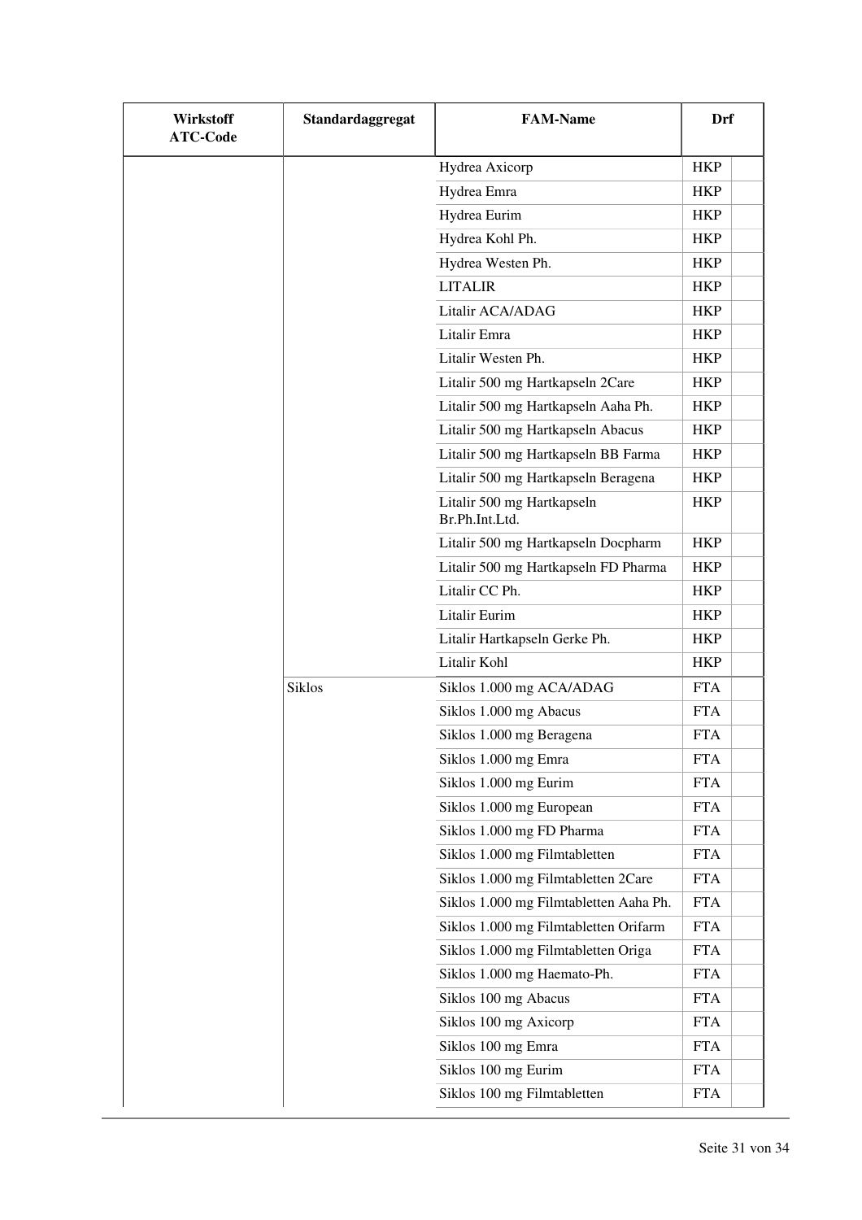| Wirkstoff ATC-Code | Standardaggregat | FAM-Name | Drf |
|---|---|---|---|
| | | Hydrea Axicorp | HKP |
| | | Hydrea Emra | HKP |
| | | Hydrea Eurim | HKP |
| | | Hydrea Kohl Ph. | HKP |
| | | Hydrea Westen Ph. | HKP |
| | | LITALIR | HKP |
| | | Litalir ACA/ADAG | HKP |
| | | Litalir Emra | HKP |
| | | Litalir Westen Ph. | HKP |
| | | Litalir 500 mg Hartkapseln 2Care | HKP |
| | | Litalir 500 mg Hartkapseln Aaha Ph. | HKP |
| | | Litalir 500 mg Hartkapseln Abacus | HKP |
| | | Litalir 500 mg Hartkapseln BB Farma | HKP |
| | | Litalir 500 mg Hartkapseln Beragena | HKP |
| | | Litalir 500 mg Hartkapseln Br.Ph.Int.Ltd. | HKP |
| | | Litalir 500 mg Hartkapseln Docpharm | HKP |
| | | Litalir 500 mg Hartkapseln FD Pharma | HKP |
| | | Litalir CC Ph. | HKP |
| | | Litalir Eurim | HKP |
| | | Litalir Hartkapseln Gerke Ph. | HKP |
| | | Litalir Kohl | HKP |
| | Siklos | Siklos 1.000 mg ACA/ADAG | FTA |
| | | Siklos 1.000 mg Abacus | FTA |
| | | Siklos 1.000 mg Beragena | FTA |
| | | Siklos 1.000 mg Emra | FTA |
| | | Siklos 1.000 mg Eurim | FTA |
| | | Siklos 1.000 mg European | FTA |
| | | Siklos 1.000 mg FD Pharma | FTA |
| | | Siklos 1.000 mg Filmtabletten | FTA |
| | | Siklos 1.000 mg Filmtabletten 2Care | FTA |
| | | Siklos 1.000 mg Filmtabletten Aaha Ph. | FTA |
| | | Siklos 1.000 mg Filmtabletten Orifarm | FTA |
| | | Siklos 1.000 mg Filmtabletten Origa | FTA |
| | | Siklos 1.000 mg Haemato-Ph. | FTA |
| | | Siklos 100 mg Abacus | FTA |
| | | Siklos 100 mg Axicorp | FTA |
| | | Siklos 100 mg Emra | FTA |
| | | Siklos 100 mg Eurim | FTA |
| | | Siklos 100 mg Filmtabletten | FTA |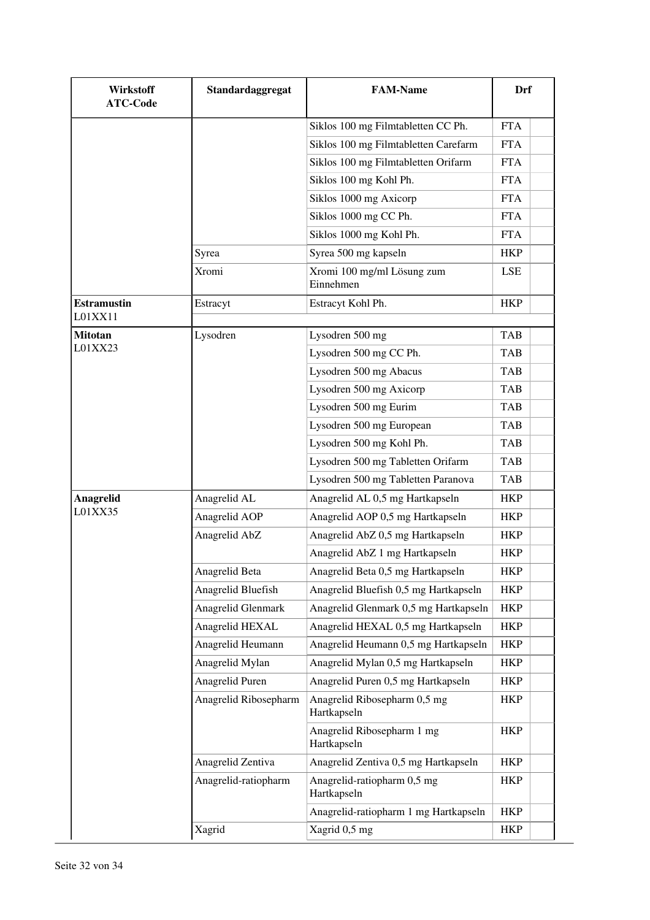| Wirkstoff ATC-Code | Standardaggregat | FAM-Name | Drf | |
|---|---|---|---|---|
| | | Siklos 100 mg Filmtabletten CC Ph. | FTA | |
| | | Siklos 100 mg Filmtabletten Carefarm | FTA | |
| | | Siklos 100 mg Filmtabletten Orifarm | FTA | |
| | | Siklos 100 mg Kohl Ph. | FTA | |
| | | Siklos 1000 mg Axicorp | FTA | |
| | | Siklos 1000 mg CC Ph. | FTA | |
| | | Siklos 1000 mg Kohl Ph. | FTA | |
| | Syrea | Syrea 500 mg kapseln | HKP | |
| | Xromi | Xromi 100 mg/ml Lösung zum Einnehmen | LSE | |
| **Estramustin** L01XX11 | Estracyt | Estracyt Kohl Ph. | HKP | |
| **Mitotan** L01XX23 | Lysodren | Lysodren 500 mg | TAB | |
| | | Lysodren 500 mg CC Ph. | TAB | |
| | | Lysodren 500 mg Abacus | TAB | |
| | | Lysodren 500 mg Axicorp | TAB | |
| | | Lysodren 500 mg Eurim | TAB | |
| | | Lysodren 500 mg European | TAB | |
| | | Lysodren 500 mg Kohl Ph. | TAB | |
| | | Lysodren 500 mg Tabletten Orifarm | TAB | |
| | | Lysodren 500 mg Tabletten Paranova | TAB | |
| **Anagrelid** L01XX35 | Anagrelid AL | Anagrelid AL 0,5 mg Hartkapseln | HKP | |
| | Anagrelid AOP | Anagrelid AOP 0,5 mg Hartkapseln | HKP | |
| | Anagrelid AbZ | Anagrelid AbZ 0,5 mg Hartkapseln | HKP | |
| | | Anagrelid AbZ 1 mg Hartkapseln | HKP | |
| | Anagrelid Beta | Anagrelid Beta 0,5 mg Hartkapseln | HKP | |
| | Anagrelid Bluefish | Anagrelid Bluefish 0,5 mg Hartkapseln | HKP | |
| | Anagrelid Glenmark | Anagrelid Glenmark 0,5 mg Hartkapseln | HKP | |
| | Anagrelid HEXAL | Anagrelid HEXAL 0,5 mg Hartkapseln | HKP | |
| | Anagrelid Heumann | Anagrelid Heumann 0,5 mg Hartkapseln | HKP | |
| | Anagrelid Mylan | Anagrelid Mylan 0,5 mg Hartkapseln | HKP | |
| | Anagrelid Puren | Anagrelid Puren 0,5 mg Hartkapseln | HKP | |
| | Anagrelid Ribosepharm | Anagrelid Ribosepharm 0,5 mg Hartkapseln | HKP | |
| | | Anagrelid Ribosepharm 1 mg Hartkapseln | HKP | |
| | Anagrelid Zentiva | Anagrelid Zentiva 0,5 mg Hartkapseln | HKP | |
| | Anagrelid-ratiopharm | Anagrelid-ratiopharm 0,5 mg Hartkapseln | HKP | |
| | | Anagrelid-ratiopharm 1 mg Hartkapseln | HKP | |
| | Xagrid | Xagrid 0,5 mg | HKP | |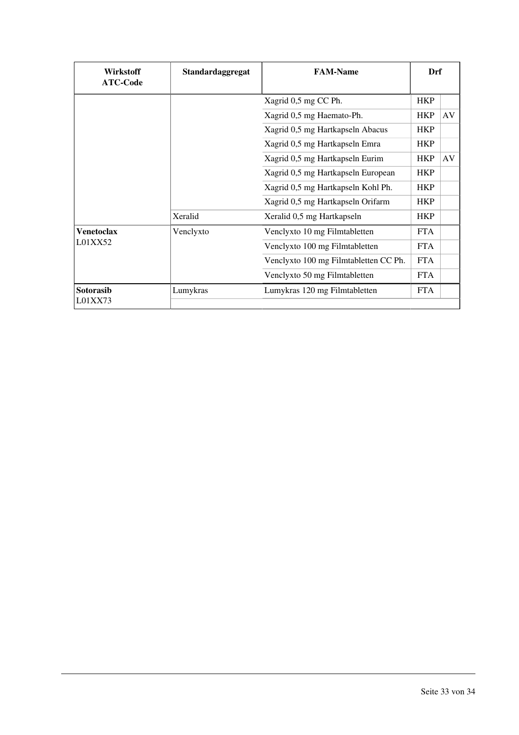| Wirkstoff ATC-Code | Standardaggregat | FAM-Name | Drf | |
|---|---|---|---|---|
| | | Xagrid 0,5 mg CC Ph. | HKP | |
| | | Xagrid 0,5 mg Haemato-Ph. | HKP | AV |
| | | Xagrid 0,5 mg Hartkapseln Abacus | HKP | |
| | | Xagrid 0,5 mg Hartkapseln Emra | HKP | |
| | | Xagrid 0,5 mg Hartkapseln Eurim | HKP | AV |
| | | Xagrid 0,5 mg Hartkapseln European | HKP | |
| | | Xagrid 0,5 mg Hartkapseln Kohl Ph. | HKP | |
| | | Xagrid 0,5 mg Hartkapseln Orifarm | HKP | |
| | Xeralid | Xeralid 0,5 mg Hartkapseln | HKP | |
| **Venetoclax** L01XX52 | Venclyxto | Venclyxto 10 mg Filmtabletten | FTA | |
| | | Venclyxto 100 mg Filmtabletten | FTA | |
| | | Venclyxto 100 mg Filmtabletten CC Ph. | FTA | |
| | | Venclyxto 50 mg Filmtabletten | FTA | |
| **Sotorasib** L01XX73 | Lumykras | Lumykras 120 mg Filmtabletten | FTA | |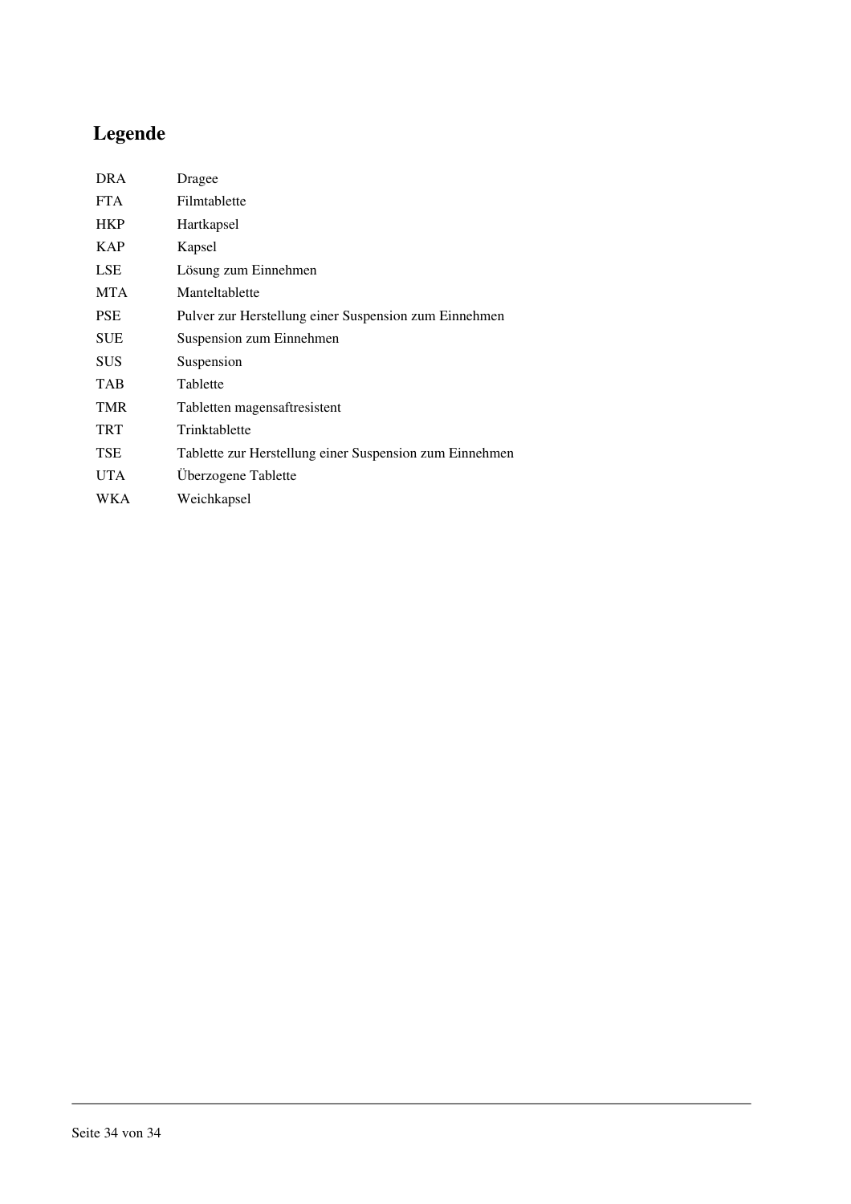## Legende

| | |
|---|---|
| DRA | Dragee |
| FTA | Filmtablette |
| HKP | Hartkapsel |
| KAP | Kapsel |
| LSE | Lösung zum Einnehmen |
| MTA | Manteltablette |
| PSE | Pulver zur Herstellung einer Suspension zum Einnehmen |
| SUE | Suspension zum Einnehmen |
| SUS | Suspension |
| TAB | Tablette |
| TMR | Tabletten magensaftresistent |
| TRT | Trinktablette |
| TSE | Tablette zur Herstellung einer Suspension zum Einnehmen |
| UTA | Überzogene Tablette |
| WKA | Weichkapsel |